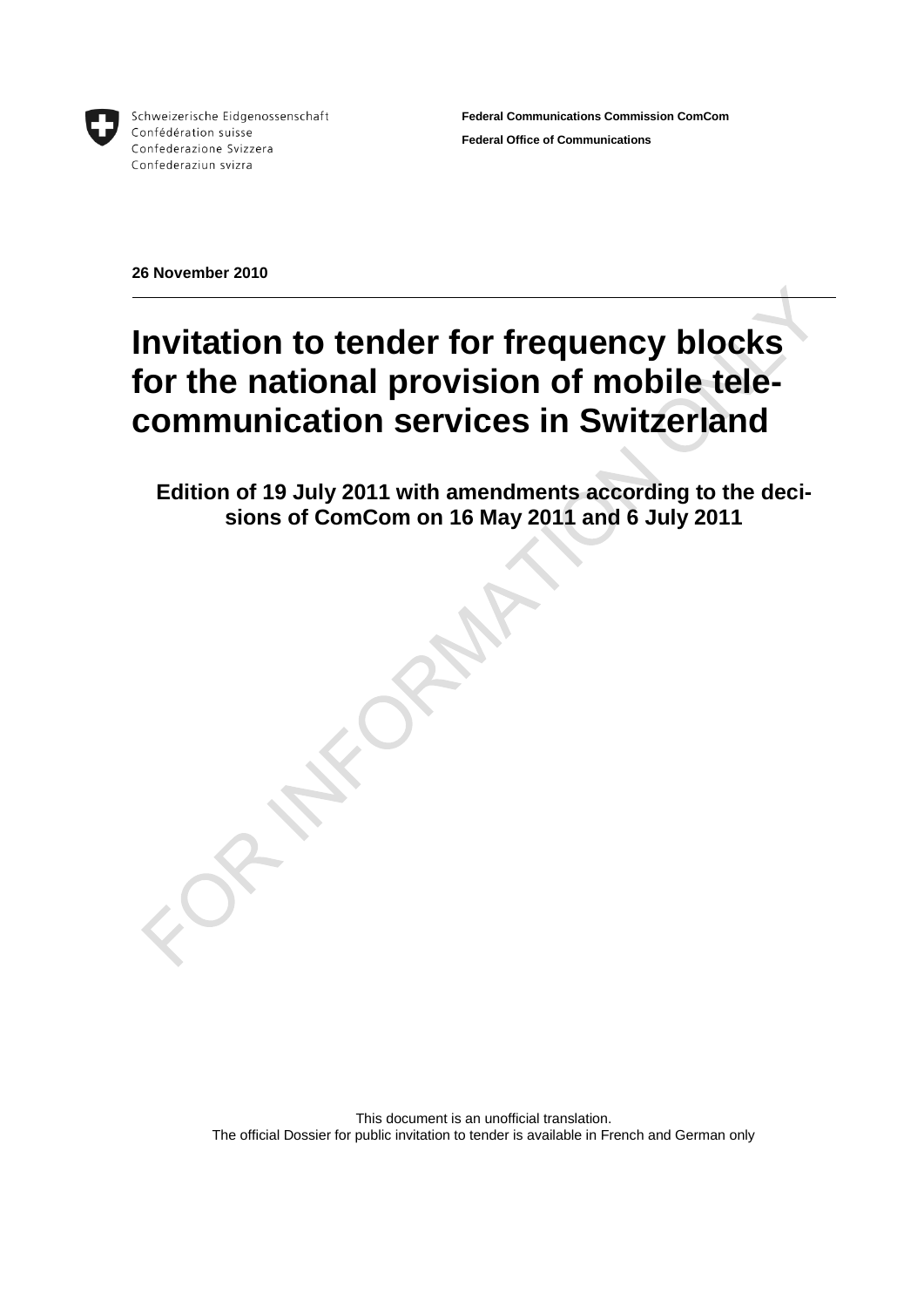Schweizerische Eidgenossenschaft
Confédération suisse
Confederazione Svizzera
Confederaziun svizra

**Federal Communications Commission ComCom**

**Federal Office of Communications**

**26 November 2010**

# Invitation to tender for frequency blocks for the national provision of mobile telecommunication services in Switzerland

**Edition of 19 July 2011 with amendments according to the decisions of ComCom on 16 May 2011 and 6 July 2011**

FOR INFORMATION ONLY

This document is an unofficial translation.
The official Dossier for public invitation to tender is available in French and German only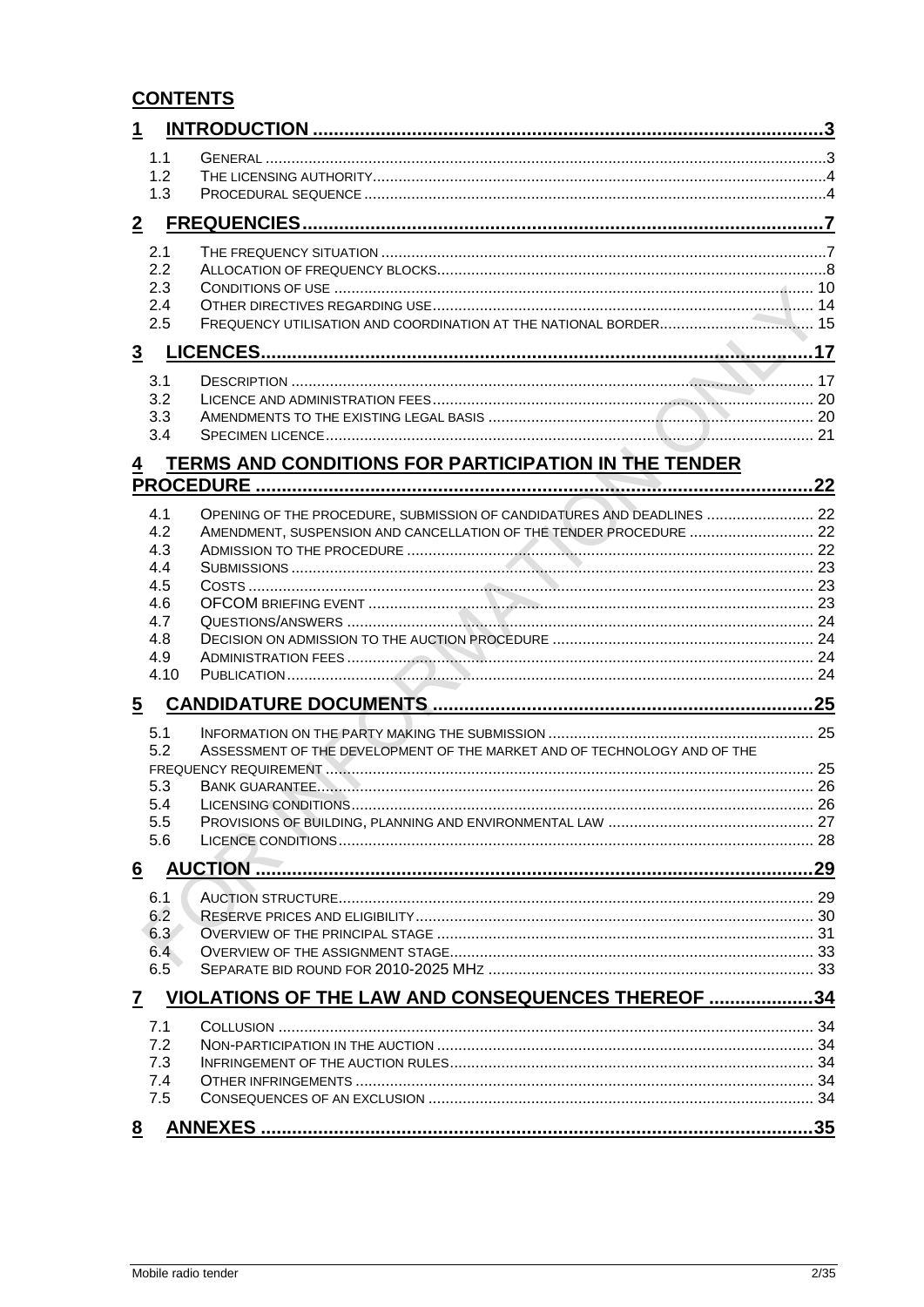## CONTENTS

**1 INTRODUCTION ... 3**

- 1.1 GENERAL ... 3
- 1.2 THE LICENSING AUTHORITY ... 4
- 1.3 PROCEDURAL SEQUENCE ... 4

**2 FREQUENCIES ... 7**

- 2.1 THE FREQUENCY SITUATION ... 7
- 2.2 ALLOCATION OF FREQUENCY BLOCKS ... 8
- 2.3 CONDITIONS OF USE ... 10
- 2.4 OTHER DIRECTIVES REGARDING USE ... 14
- 2.5 FREQUENCY UTILISATION AND COORDINATION AT THE NATIONAL BORDER ... 15

**3 LICENCES ... 17**

- 3.1 DESCRIPTION ... 17
- 3.2 LICENCE AND ADMINISTRATION FEES ... 20
- 3.3 AMENDMENTS TO THE EXISTING LEGAL BASIS ... 20
- 3.4 SPECIMEN LICENCE ... 21

**4 TERMS AND CONDITIONS FOR PARTICIPATION IN THE TENDER PROCEDURE ... 22**

- 4.1 OPENING OF THE PROCEDURE, SUBMISSION OF CANDIDATURES AND DEADLINES ... 22
- 4.2 AMENDMENT, SUSPENSION AND CANCELLATION OF THE TENDER PROCEDURE ... 22
- 4.3 ADMISSION TO THE PROCEDURE ... 22
- 4.4 SUBMISSIONS ... 23
- 4.5 COSTS ... 23
- 4.6 OFCOM BRIEFING EVENT ... 23
- 4.7 QUESTIONS/ANSWERS ... 24
- 4.8 DECISION ON ADMISSION TO THE AUCTION PROCEDURE ... 24
- 4.9 ADMINISTRATION FEES ... 24
- 4.10 PUBLICATION ... 24

**5 CANDIDATURE DOCUMENTS ... 25**

- 5.1 INFORMATION ON THE PARTY MAKING THE SUBMISSION ... 25
- 5.2 ASSESSMENT OF THE DEVELOPMENT OF THE MARKET AND OF TECHNOLOGY AND OF THE FREQUENCY REQUIREMENT ... 25
- 5.3 BANK GUARANTEE ... 26
- 5.4 LICENSING CONDITIONS ... 26
- 5.5 PROVISIONS OF BUILDING, PLANNING AND ENVIRONMENTAL LAW ... 27
- 5.6 LICENCE CONDITIONS ... 28

**6 AUCTION ... 29**

- 6.1 AUCTION STRUCTURE ... 29
- 6.2 RESERVE PRICES AND ELIGIBILITY ... 30
- 6.3 OVERVIEW OF THE PRINCIPAL STAGE ... 31
- 6.4 OVERVIEW OF THE ASSIGNMENT STAGE ... 33
- 6.5 SEPARATE BID ROUND FOR 2010-2025 MHZ ... 33

**7 VIOLATIONS OF THE LAW AND CONSEQUENCES THEREOF ... 34**

- 7.1 COLLUSION ... 34
- 7.2 NON-PARTICIPATION IN THE AUCTION ... 34
- 7.3 INFRINGEMENT OF THE AUCTION RULES ... 34
- 7.4 OTHER INFRINGEMENTS ... 34
- 7.5 CONSEQUENCES OF AN EXCLUSION ... 34

**8 ANNEXES ... 35**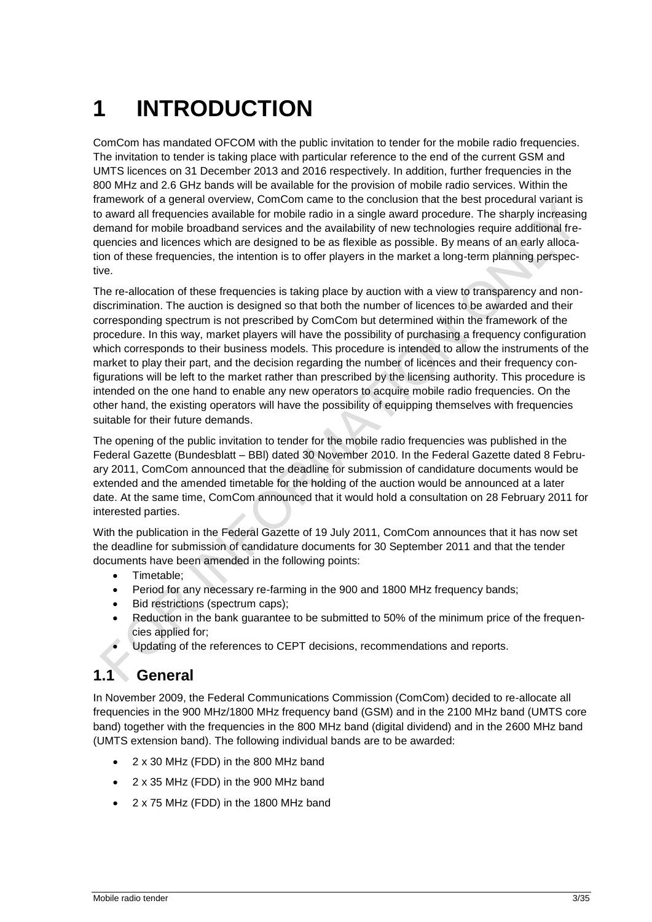# 1 INTRODUCTION

ComCom has mandated OFCOM with the public invitation to tender for the mobile radio frequencies. The invitation to tender is taking place with particular reference to the end of the current GSM and UMTS licences on 31 December 2013 and 2016 respectively. In addition, further frequencies in the 800 MHz and 2.6 GHz bands will be available for the provision of mobile radio services. Within the framework of a general overview, ComCom came to the conclusion that the best procedural variant is to award all frequencies available for mobile radio in a single award procedure. The sharply increasing demand for mobile broadband services and the availability of new technologies require additional frequencies and licences which are designed to be as flexible as possible. By means of an early allocation of these frequencies, the intention is to offer players in the market a long-term planning perspective.

The re-allocation of these frequencies is taking place by auction with a view to transparency and non-discrimination. The auction is designed so that both the number of licences to be awarded and their corresponding spectrum is not prescribed by ComCom but determined within the framework of the procedure. In this way, market players will have the possibility of purchasing a frequency configuration which corresponds to their business models. This procedure is intended to allow the instruments of the market to play their part, and the decision regarding the number of licences and their frequency configurations will be left to the market rather than prescribed by the licensing authority. This procedure is intended on the one hand to enable any new operators to acquire mobile radio frequencies. On the other hand, the existing operators will have the possibility of equipping themselves with frequencies suitable for their future demands.

The opening of the public invitation to tender for the mobile radio frequencies was published in the Federal Gazette (Bundesblatt – BBl) dated 30 November 2010. In the Federal Gazette dated 8 February 2011, ComCom announced that the deadline for submission of candidature documents would be extended and the amended timetable for the holding of the auction would be announced at a later date. At the same time, ComCom announced that it would hold a consultation on 28 February 2011 for interested parties.

With the publication in the Federal Gazette of 19 July 2011, ComCom announces that it has now set the deadline for submission of candidature documents for 30 September 2011 and that the tender documents have been amended in the following points:

- Timetable;
- Period for any necessary re-farming in the 900 and 1800 MHz frequency bands;
- Bid restrictions (spectrum caps);
- Reduction in the bank guarantee to be submitted to 50% of the minimum price of the frequencies applied for;
- Updating of the references to CEPT decisions, recommendations and reports.

## 1.1 General

In November 2009, the Federal Communications Commission (ComCom) decided to re-allocate all frequencies in the 900 MHz/1800 MHz frequency band (GSM) and in the 2100 MHz band (UMTS core band) together with the frequencies in the 800 MHz band (digital dividend) and in the 2600 MHz band (UMTS extension band). The following individual bands are to be awarded:

- 2 x 30 MHz (FDD) in the 800 MHz band
- 2 x 35 MHz (FDD) in the 900 MHz band
- 2 x 75 MHz (FDD) in the 1800 MHz band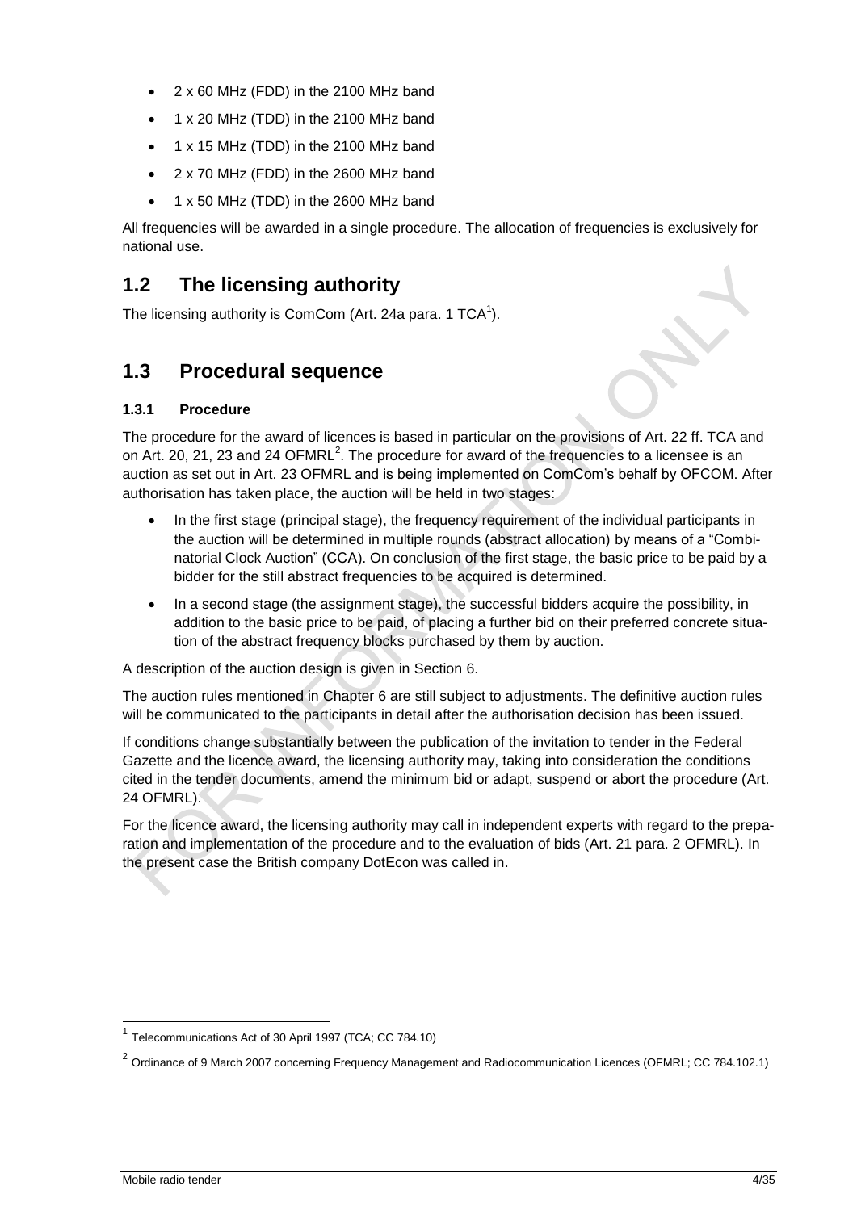- 2 x 60 MHz (FDD) in the 2100 MHz band
- 1 x 20 MHz (TDD) in the 2100 MHz band
- 1 x 15 MHz (TDD) in the 2100 MHz band
- 2 x 70 MHz (FDD) in the 2600 MHz band
- 1 x 50 MHz (TDD) in the 2600 MHz band

All frequencies will be awarded in a single procedure. The allocation of frequencies is exclusively for national use.

## 1.2 The licensing authority

The licensing authority is ComCom (Art. 24a para. 1 TCA[1]).

## 1.3 Procedural sequence

### 1.3.1 Procedure

The procedure for the award of licences is based in particular on the provisions of Art. 22 ff. TCA and on Art. 20, 21, 23 and 24 OFMRL[2]. The procedure for award of the frequencies to a licensee is an auction as set out in Art. 23 OFMRL and is being implemented on ComCom's behalf by OFCOM. After authorisation has taken place, the auction will be held in two stages:

- In the first stage (principal stage), the frequency requirement of the individual participants in the auction will be determined in multiple rounds (abstract allocation) by means of a "Combinatorial Clock Auction" (CCA). On conclusion of the first stage, the basic price to be paid by a bidder for the still abstract frequencies to be acquired is determined.
- In a second stage (the assignment stage), the successful bidders acquire the possibility, in addition to the basic price to be paid, of placing a further bid on their preferred concrete situation of the abstract frequency blocks purchased by them by auction.

A description of the auction design is given in Section 6.

The auction rules mentioned in Chapter 6 are still subject to adjustments. The definitive auction rules will be communicated to the participants in detail after the authorisation decision has been issued.

If conditions change substantially between the publication of the invitation to tender in the Federal Gazette and the licence award, the licensing authority may, taking into consideration the conditions cited in the tender documents, amend the minimum bid or adapt, suspend or abort the procedure (Art. 24 OFMRL).

For the licence award, the licensing authority may call in independent experts with regard to the preparation and implementation of the procedure and to the evaluation of bids (Art. 21 para. 2 OFMRL). In the present case the British company DotEcon was called in.

---

[1] Telecommunications Act of 30 April 1997 (TCA; CC 784.10)

[2] Ordinance of 9 March 2007 concerning Frequency Management and Radiocommunication Licences (OFMRL; CC 784.102.1)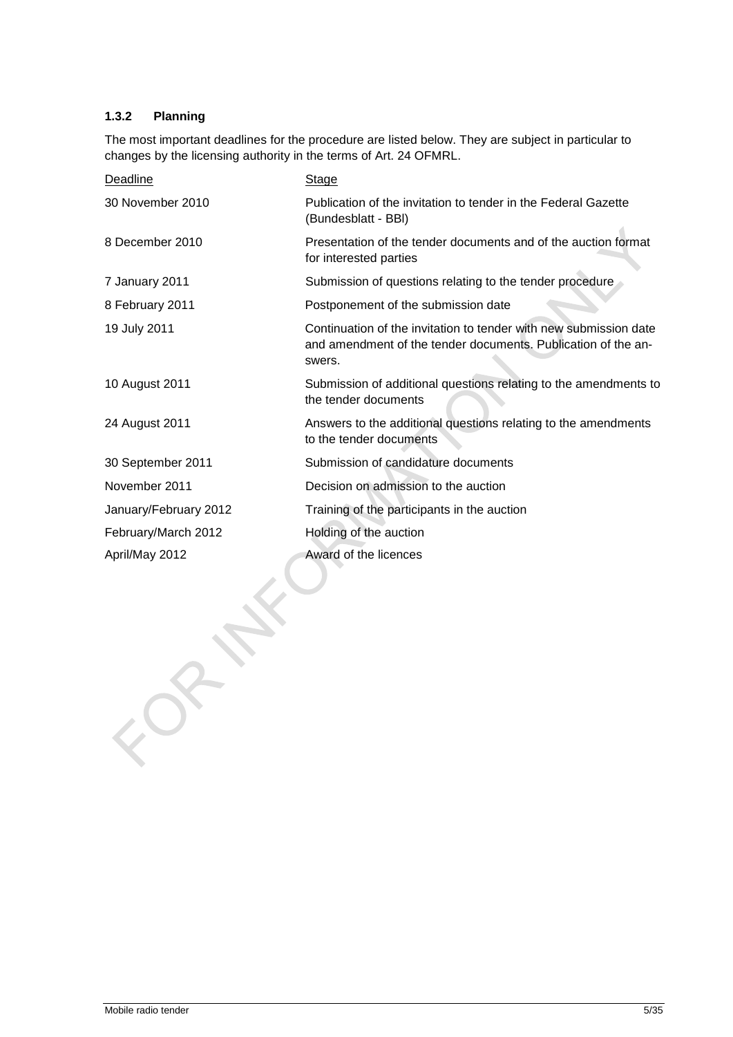### 1.3.2 Planning

The most important deadlines for the procedure are listed below. They are subject in particular to changes by the licensing authority in the terms of Art. 24 OFMRL.

| Deadline | Stage |
| --- | --- |
| 30 November 2010 | Publication of the invitation to tender in the Federal Gazette (Bundesblatt - BBl) |
| 8 December 2010 | Presentation of the tender documents and of the auction format for interested parties |
| 7 January 2011 | Submission of questions relating to the tender procedure |
| 8 February 2011 | Postponement of the submission date |
| 19 July 2011 | Continuation of the invitation to tender with new submission date and amendment of the tender documents. Publication of the answers. |
| 10 August 2011 | Submission of additional questions relating to the amendments to the tender documents |
| 24 August 2011 | Answers to the additional questions relating to the amendments to the tender documents |
| 30 September 2011 | Submission of candidature documents |
| November 2011 | Decision on admission to the auction |
| January/February 2012 | Training of the participants in the auction |
| February/March 2012 | Holding of the auction |
| April/May 2012 | Award of the licences |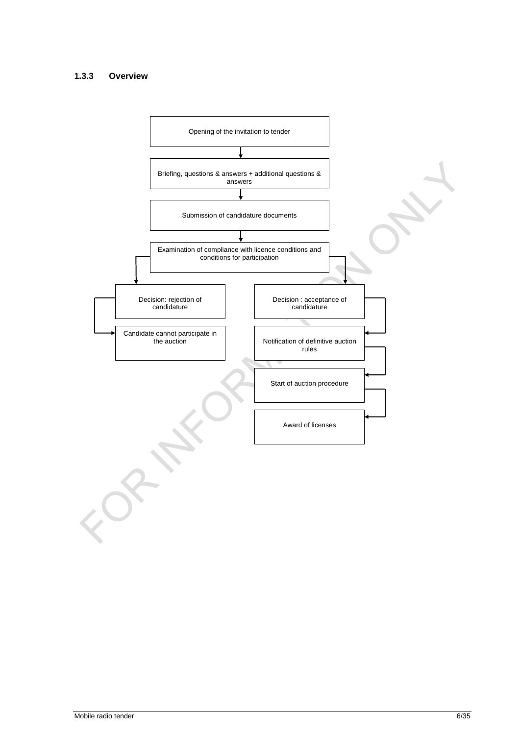### 1.3.3 Overview

Opening of the invitation to tender

↓

Briefing, questions & answers + additional questions & answers

↓

Submission of candidature documents

↓

Examination of compliance with licence conditions and conditions for participation

↓

| Rejection path | Acceptance path |
|---|---|
| Decision: rejection of candidature | Decision : acceptance of candidature |
| ↓ | ↓ |
| Candidate cannot participate in the auction | Notification of definitive auction rules |
| | ↓ |
| | Start of auction procedure |
| | ↓ |
| | Award of licenses |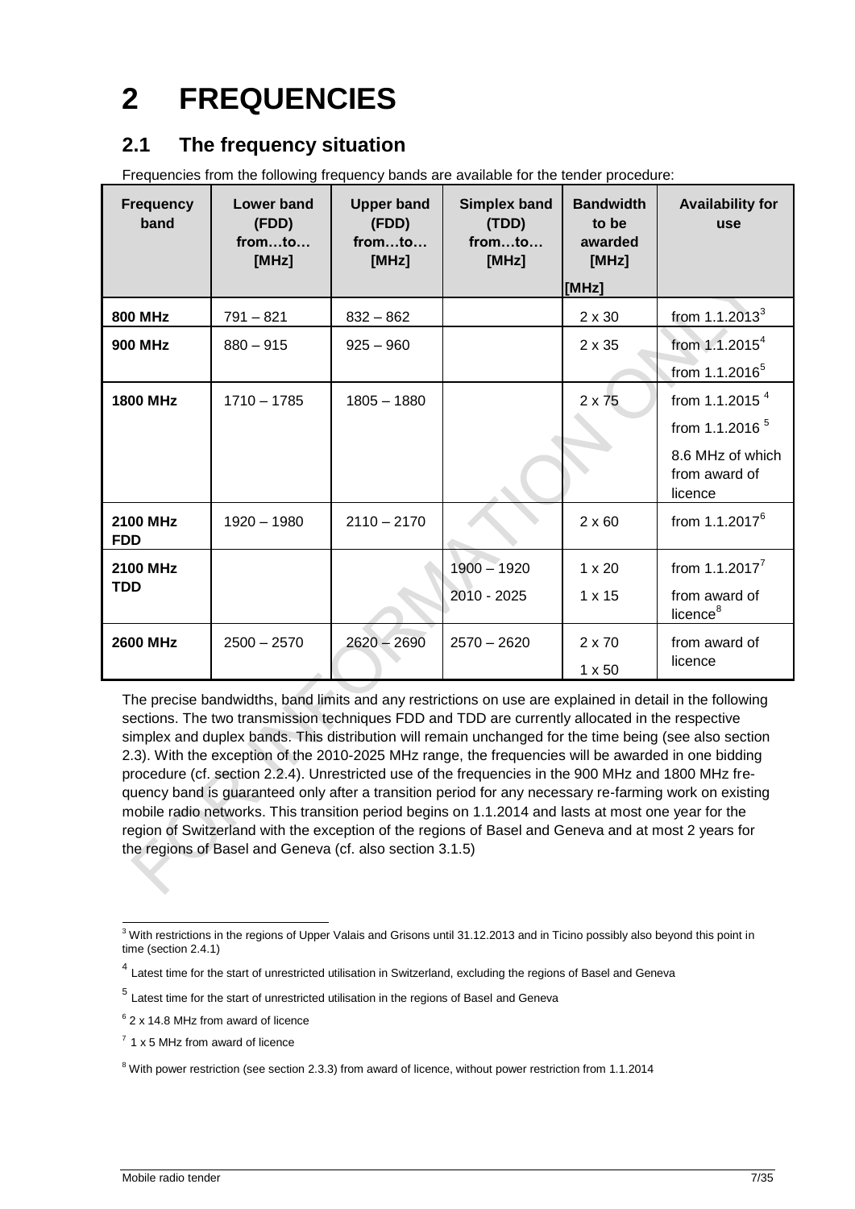# 2 FREQUENCIES

## 2.1 The frequency situation

Frequencies from the following frequency bands are available for the tender procedure:

| Frequency band | Lower band (FDD) from…to… [MHz] | Upper band (FDD) from…to… [MHz] | Simplex band (TDD) from…to… [MHz] | Bandwidth to be awarded [MHz] [MHz] | Availability for use |
|---|---|---|---|---|---|
| **800 MHz** | 791 – 821 | 832 – 862 | | 2 x 30 | from 1.1.2013[3] |
| **900 MHz** | 880 – 915 | 925 – 960 | | 2 x 35 | from 1.1.2015[4]<br>from 1.1.2016[5] |
| **1800 MHz** | 1710 – 1785 | 1805 – 1880 | | 2 x 75 | from 1.1.2015 [4]<br>from 1.1.2016 [5]<br>8.6 MHz of which from award of licence |
| **2100 MHz FDD** | 1920 – 1980 | 2110 – 2170 | | 2 x 60 | from 1.1.2017[6] |
| **2100 MHz TDD** | | | 1900 – 1920<br>2010 - 2025 | 1 x 20<br>1 x 15 | from 1.1.2017[7]<br>from award of licence[8] |
| **2600 MHz** | 2500 – 2570 | 2620 – 2690 | 2570 – 2620 | 2 x 70<br>1 x 50 | from award of licence |

The precise bandwidths, band limits and any restrictions on use are explained in detail in the following sections. The two transmission techniques FDD and TDD are currently allocated in the respective simplex and duplex bands. This distribution will remain unchanged for the time being (see also section 2.3). With the exception of the 2010-2025 MHz range, the frequencies will be awarded in one bidding procedure (cf. section 2.2.4). Unrestricted use of the frequencies in the 900 MHz and 1800 MHz frequency band is guaranteed only after a transition period for any necessary re-farming work on existing mobile radio networks. This transition period begins on 1.1.2014 and lasts at most one year for the region of Switzerland with the exception of the regions of Basel and Geneva and at most 2 years for the regions of Basel and Geneva (cf. also section 3.1.5)

[3] With restrictions in the regions of Upper Valais and Grisons until 31.12.2013 and in Ticino possibly also beyond this point in time (section 2.4.1)

[4] Latest time for the start of unrestricted utilisation in Switzerland, excluding the regions of Basel and Geneva

[5] Latest time for the start of unrestricted utilisation in the regions of Basel and Geneva

[6] 2 x 14.8 MHz from award of licence

[7] 1 x 5 MHz from award of licence

[8] With power restriction (see section 2.3.3) from award of licence, without power restriction from 1.1.2014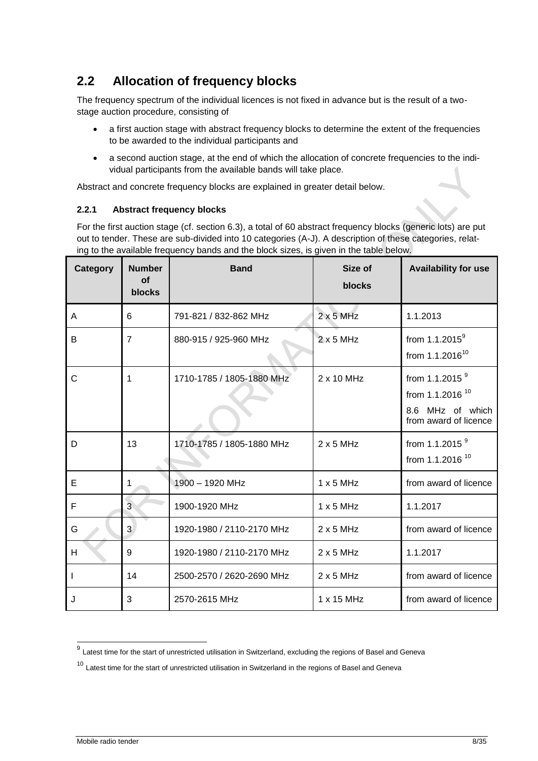## 2.2 Allocation of frequency blocks

The frequency spectrum of the individual licences is not fixed in advance but is the result of a two-stage auction procedure, consisting of

- a first auction stage with abstract frequency blocks to determine the extent of the frequencies to be awarded to the individual participants and
- a second auction stage, at the end of which the allocation of concrete frequencies to the individual participants from the available bands will take place.

Abstract and concrete frequency blocks are explained in greater detail below.

### 2.2.1 Abstract frequency blocks

For the first auction stage (cf. section 6.3), a total of 60 abstract frequency blocks (generic lots) are put out to tender. These are sub-divided into 10 categories (A-J). A description of these categories, relating to the available frequency bands and the block sizes, is given in the table below.

| Category | Number of blocks | Band | Size of blocks | Availability for use |
|---|---|---|---|---|
| A | 6 | 791-821 / 832-862 MHz | 2 x 5 MHz | 1.1.2013 |
| B | 7 | 880-915 / 925-960 MHz | 2 x 5 MHz | from 1.1.2015[9]<br>from 1.1.2016[10] |
| C | 1 | 1710-1785 / 1805-1880 MHz | 2 x 10 MHz | from 1.1.2015[9]<br>from 1.1.2016[10]<br>8.6 MHz of which from award of licence |
| D | 13 | 1710-1785 / 1805-1880 MHz | 2 x 5 MHz | from 1.1.2015[9]<br>from 1.1.2016[10] |
| E | 1 | 1900 – 1920 MHz | 1 x 5 MHz | from award of licence |
| F | 3 | 1900-1920 MHz | 1 x 5 MHz | 1.1.2017 |
| G | 3 | 1920-1980 / 2110-2170 MHz | 2 x 5 MHz | from award of licence |
| H | 9 | 1920-1980 / 2110-2170 MHz | 2 x 5 MHz | 1.1.2017 |
| I | 14 | 2500-2570 / 2620-2690 MHz | 2 x 5 MHz | from award of licence |
| J | 3 | 2570-2615 MHz | 1 x 15 MHz | from award of licence |

[9] Latest time for the start of unrestricted utilisation in Switzerland, excluding the regions of Basel and Geneva

[10] Latest time for the start of unrestricted utilisation in Switzerland in the regions of Basel and Geneva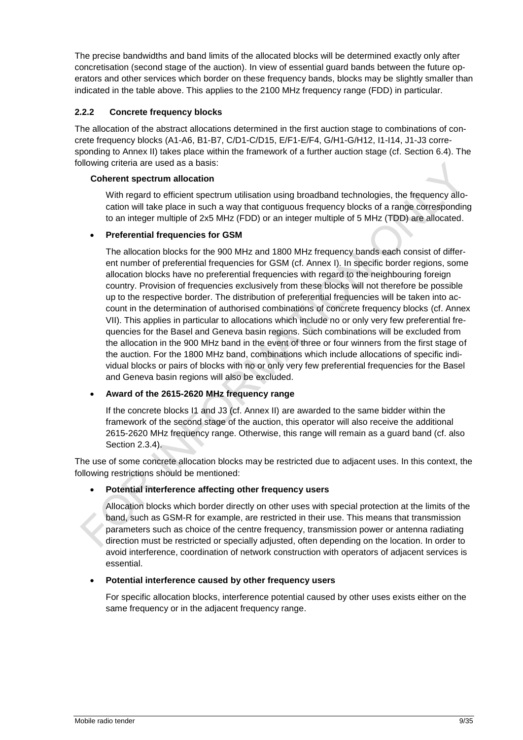The precise bandwidths and band limits of the allocated blocks will be determined exactly only after concretisation (second stage of the auction). In view of essential guard bands between the future operators and other services which border on these frequency bands, blocks may be slightly smaller than indicated in the table above. This applies to the 2100 MHz frequency range (FDD) in particular.

### 2.2.2 Concrete frequency blocks

The allocation of the abstract allocations determined in the first auction stage to combinations of concrete frequency blocks (A1-A6, B1-B7, C/D1-C/D15, E/F1-E/F4, G/H1-G/H12, I1-I14, J1-J3 corresponding to Annex II) takes place within the framework of a further auction stage (cf. Section 6.4). The following criteria are used as a basis:

- **Coherent spectrum allocation**

  With regard to efficient spectrum utilisation using broadband technologies, the frequency allocation will take place in such a way that contiguous frequency blocks of a range corresponding to an integer multiple of 2x5 MHz (FDD) or an integer multiple of 5 MHz (TDD) are allocated.

- **Preferential frequencies for GSM**

  The allocation blocks for the 900 MHz and 1800 MHz frequency bands each consist of different number of preferential frequencies for GSM (cf. Annex I). In specific border regions, some allocation blocks have no preferential frequencies with regard to the neighbouring foreign country. Provision of frequencies exclusively from these blocks will not therefore be possible up to the respective border. The distribution of preferential frequencies will be taken into account in the determination of authorised combinations of concrete frequency blocks (cf. Annex VII). This applies in particular to allocations which include no or only very few preferential frequencies for the Basel and Geneva basin regions. Such combinations will be excluded from the allocation in the 900 MHz band in the event of three or four winners from the first stage of the auction. For the 1800 MHz band, combinations which include allocations of specific individual blocks or pairs of blocks with no or only very few preferential frequencies for the Basel and Geneva basin regions will also be excluded.

- **Award of the 2615-2620 MHz frequency range**

  If the concrete blocks I1 and J3 (cf. Annex II) are awarded to the same bidder within the framework of the second stage of the auction, this operator will also receive the additional 2615-2620 MHz frequency range. Otherwise, this range will remain as a guard band (cf. also Section 2.3.4).

The use of some concrete allocation blocks may be restricted due to adjacent uses. In this context, the following restrictions should be mentioned:

- **Potential interference affecting other frequency users**

  Allocation blocks which border directly on other uses with special protection at the limits of the band, such as GSM-R for example, are restricted in their use. This means that transmission parameters such as choice of the centre frequency, transmission power or antenna radiating direction must be restricted or specially adjusted, often depending on the location. In order to avoid interference, coordination of network construction with operators of adjacent services is essential.

- **Potential interference caused by other frequency users**

  For specific allocation blocks, interference potential caused by other uses exists either on the same frequency or in the adjacent frequency range.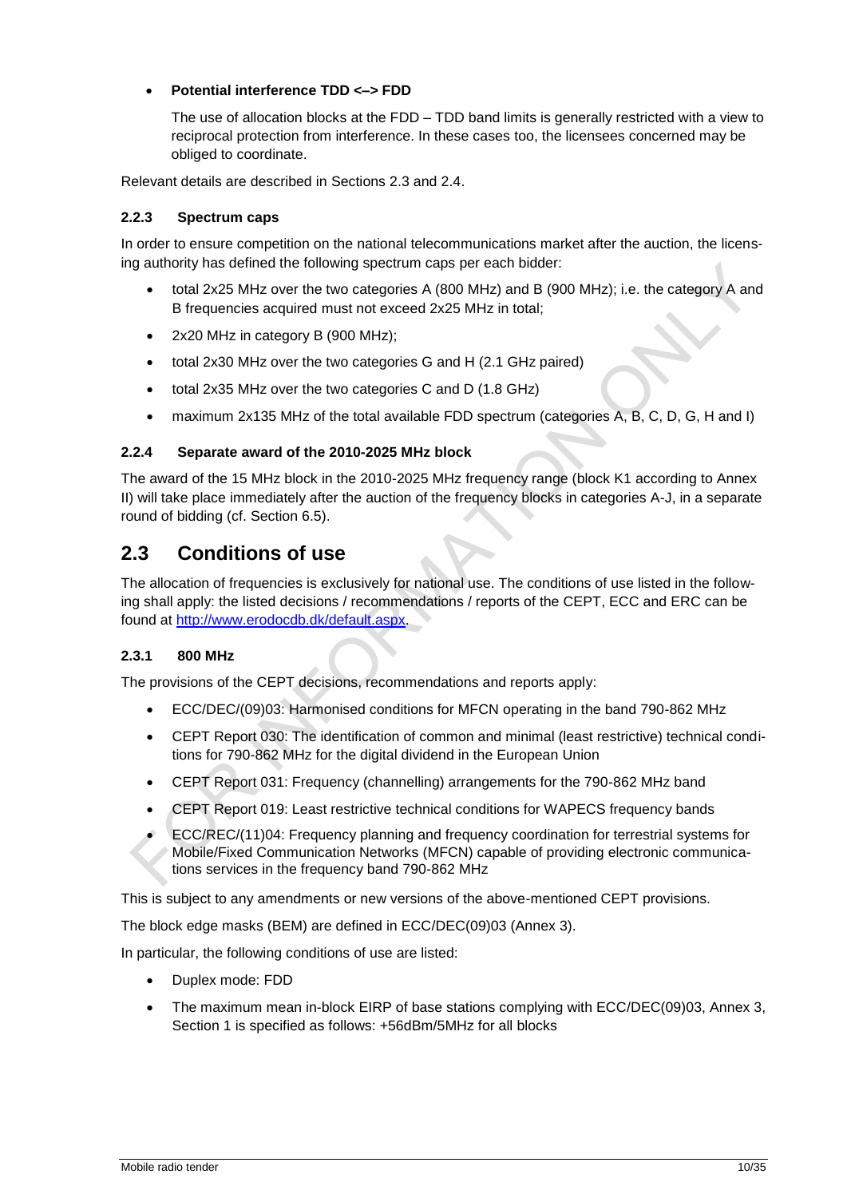- **Potential interference TDD <–> FDD**

  The use of allocation blocks at the FDD – TDD band limits is generally restricted with a view to reciprocal protection from interference. In these cases too, the licensees concerned may be obliged to coordinate.

Relevant details are described in Sections 2.3 and 2.4.

### 2.2.3 Spectrum caps

In order to ensure competition on the national telecommunications market after the auction, the licensing authority has defined the following spectrum caps per each bidder:

- total 2x25 MHz over the two categories A (800 MHz) and B (900 MHz); i.e. the category A and B frequencies acquired must not exceed 2x25 MHz in total;
- 2x20 MHz in category B (900 MHz);
- total 2x30 MHz over the two categories G and H (2.1 GHz paired)
- total 2x35 MHz over the two categories C and D (1.8 GHz)
- maximum 2x135 MHz of the total available FDD spectrum (categories A, B, C, D, G, H and I)

### 2.2.4 Separate award of the 2010-2025 MHz block

The award of the 15 MHz block in the 2010-2025 MHz frequency range (block K1 according to Annex II) will take place immediately after the auction of the frequency blocks in categories A-J, in a separate round of bidding (cf. Section 6.5).

## 2.3 Conditions of use

The allocation of frequencies is exclusively for national use. The conditions of use listed in the following shall apply: the listed decisions / recommendations / reports of the CEPT, ECC and ERC can be found at [http://www.erodocdb.dk/default.aspx](http://www.erodocdb.dk/default.aspx).

### 2.3.1 800 MHz

The provisions of the CEPT decisions, recommendations and reports apply:

- ECC/DEC/(09)03: Harmonised conditions for MFCN operating in the band 790-862 MHz
- CEPT Report 030: The identification of common and minimal (least restrictive) technical conditions for 790-862 MHz for the digital dividend in the European Union
- CEPT Report 031: Frequency (channelling) arrangements for the 790-862 MHz band
- CEPT Report 019: Least restrictive technical conditions for WAPECS frequency bands
- ECC/REC/(11)04: Frequency planning and frequency coordination for terrestrial systems for Mobile/Fixed Communication Networks (MFCN) capable of providing electronic communications services in the frequency band 790-862 MHz

This is subject to any amendments or new versions of the above-mentioned CEPT provisions.

The block edge masks (BEM) are defined in ECC/DEC(09)03 (Annex 3).

In particular, the following conditions of use are listed:

- Duplex mode: FDD
- The maximum mean in-block EIRP of base stations complying with ECC/DEC(09)03, Annex 3, Section 1 is specified as follows: +56dBm/5MHz for all blocks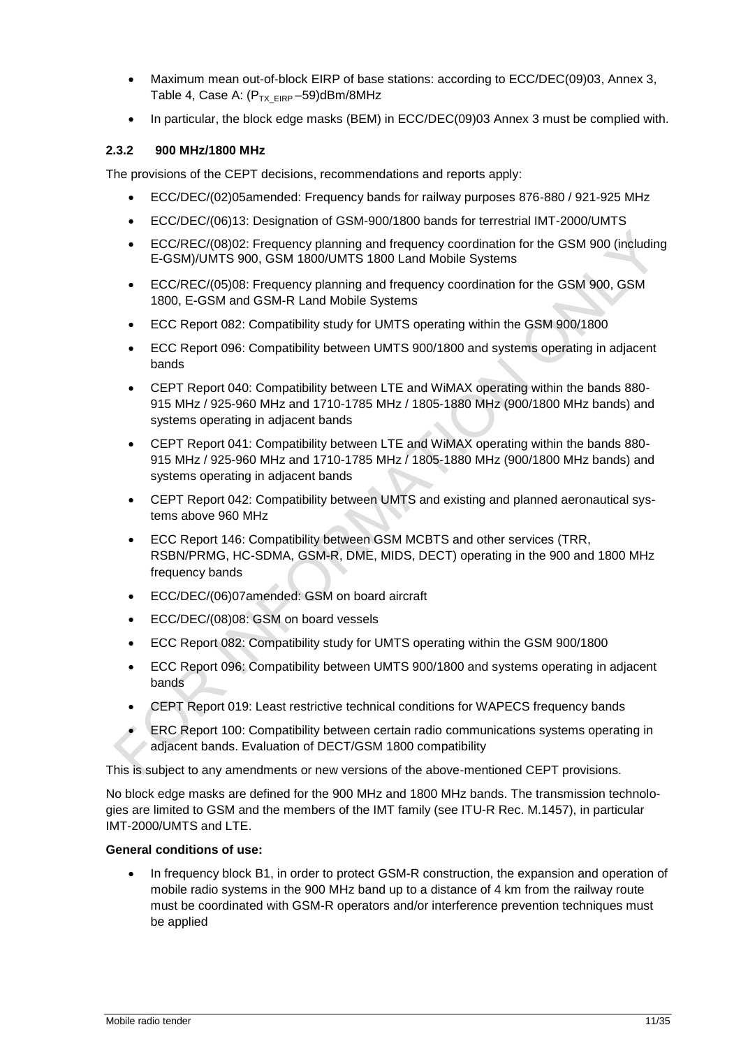- Maximum mean out-of-block EIRP of base stations: according to ECC/DEC(09)03, Annex 3, Table 4, Case A: ($P_{TX\_EIRP}$ –59)dBm/8MHz
- In particular, the block edge masks (BEM) in ECC/DEC(09)03 Annex 3 must be complied with.

### 2.3.2 900 MHz/1800 MHz

The provisions of the CEPT decisions, recommendations and reports apply:

- ECC/DEC/(02)05amended: Frequency bands for railway purposes 876-880 / 921-925 MHz
- ECC/DEC/(06)13: Designation of GSM-900/1800 bands for terrestrial IMT-2000/UMTS
- ECC/REC/(08)02: Frequency planning and frequency coordination for the GSM 900 (including E-GSM)/UMTS 900, GSM 1800/UMTS 1800 Land Mobile Systems
- ECC/REC/(05)08: Frequency planning and frequency coordination for the GSM 900, GSM 1800, E-GSM and GSM-R Land Mobile Systems
- ECC Report 082: Compatibility study for UMTS operating within the GSM 900/1800
- ECC Report 096: Compatibility between UMTS 900/1800 and systems operating in adjacent bands
- CEPT Report 040: Compatibility between LTE and WiMAX operating within the bands 880-915 MHz / 925-960 MHz and 1710-1785 MHz / 1805-1880 MHz (900/1800 MHz bands) and systems operating in adjacent bands
- CEPT Report 041: Compatibility between LTE and WiMAX operating within the bands 880-915 MHz / 925-960 MHz and 1710-1785 MHz / 1805-1880 MHz (900/1800 MHz bands) and systems operating in adjacent bands
- CEPT Report 042: Compatibility between UMTS and existing and planned aeronautical systems above 960 MHz
- ECC Report 146: Compatibility between GSM MCBTS and other services (TRR, RSBN/PRMG, HC-SDMA, GSM-R, DME, MIDS, DECT) operating in the 900 and 1800 MHz frequency bands
- ECC/DEC/(06)07amended: GSM on board aircraft
- ECC/DEC/(08)08: GSM on board vessels
- ECC Report 082: Compatibility study for UMTS operating within the GSM 900/1800
- ECC Report 096: Compatibility between UMTS 900/1800 and systems operating in adjacent bands
- CEPT Report 019: Least restrictive technical conditions for WAPECS frequency bands
- ERC Report 100: Compatibility between certain radio communications systems operating in adjacent bands. Evaluation of DECT/GSM 1800 compatibility

This is subject to any amendments or new versions of the above-mentioned CEPT provisions.

No block edge masks are defined for the 900 MHz and 1800 MHz bands. The transmission technologies are limited to GSM and the members of the IMT family (see ITU-R Rec. M.1457), in particular IMT-2000/UMTS and LTE.

**General conditions of use:**

- In frequency block B1, in order to protect GSM-R construction, the expansion and operation of mobile radio systems in the 900 MHz band up to a distance of 4 km from the railway route must be coordinated with GSM-R operators and/or interference prevention techniques must be applied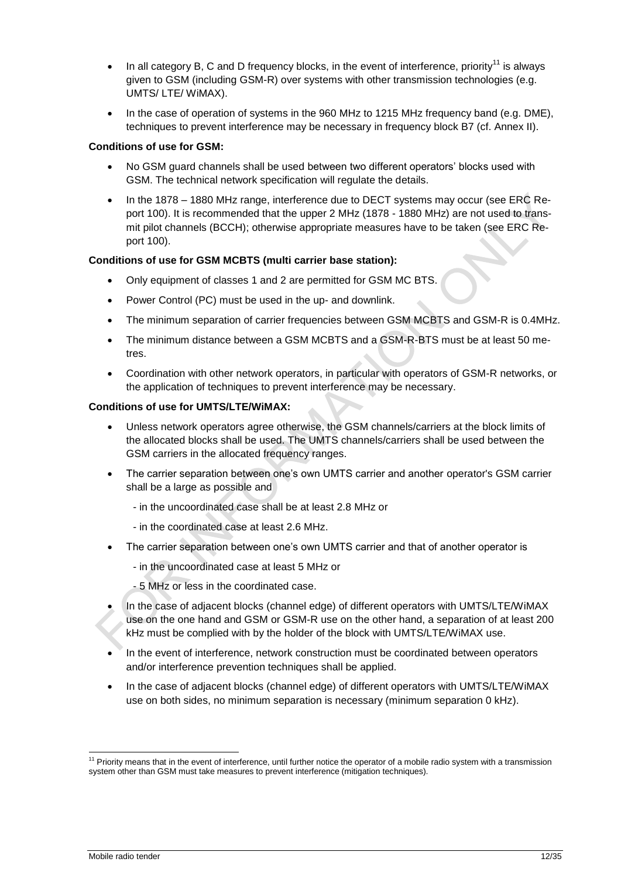- In all category B, C and D frequency blocks, in the event of interference, priority[11] is always given to GSM (including GSM-R) over systems with other transmission technologies (e.g. UMTS/ LTE/ WiMAX).
- In the case of operation of systems in the 960 MHz to 1215 MHz frequency band (e.g. DME), techniques to prevent interference may be necessary in frequency block B7 (cf. Annex II).

**Conditions of use for GSM:**

- No GSM guard channels shall be used between two different operators' blocks used with GSM. The technical network specification will regulate the details.
- In the 1878 – 1880 MHz range, interference due to DECT systems may occur (see ERC Report 100). It is recommended that the upper 2 MHz (1878 - 1880 MHz) are not used to transmit pilot channels (BCCH); otherwise appropriate measures have to be taken (see ERC Report 100).

**Conditions of use for GSM MCBTS (multi carrier base station):**

- Only equipment of classes 1 and 2 are permitted for GSM MC BTS.
- Power Control (PC) must be used in the up- and downlink.
- The minimum separation of carrier frequencies between GSM MCBTS and GSM-R is 0.4MHz.
- The minimum distance between a GSM MCBTS and a GSM-R-BTS must be at least 50 metres.
- Coordination with other network operators, in particular with operators of GSM-R networks, or the application of techniques to prevent interference may be necessary.

**Conditions of use for UMTS/LTE/WiMAX:**

- Unless network operators agree otherwise, the GSM channels/carriers at the block limits of the allocated blocks shall be used. The UMTS channels/carriers shall be used between the GSM carriers in the allocated frequency ranges.
- The carrier separation between one's own UMTS carrier and another operator's GSM carrier shall be a large as possible and
  - in the uncoordinated case shall be at least 2.8 MHz or
  - in the coordinated case at least 2.6 MHz.
- The carrier separation between one's own UMTS carrier and that of another operator is
  - in the uncoordinated case at least 5 MHz or
  - 5 MHz or less in the coordinated case.
- In the case of adjacent blocks (channel edge) of different operators with UMTS/LTE/WiMAX use on the one hand and GSM or GSM-R use on the other hand, a separation of at least 200 kHz must be complied with by the holder of the block with UMTS/LTE/WiMAX use.
- In the event of interference, network construction must be coordinated between operators and/or interference prevention techniques shall be applied.
- In the case of adjacent blocks (channel edge) of different operators with UMTS/LTE/WiMAX use on both sides, no minimum separation is necessary (minimum separation 0 kHz).

[11] Priority means that in the event of interference, until further notice the operator of a mobile radio system with a transmission system other than GSM must take measures to prevent interference (mitigation techniques).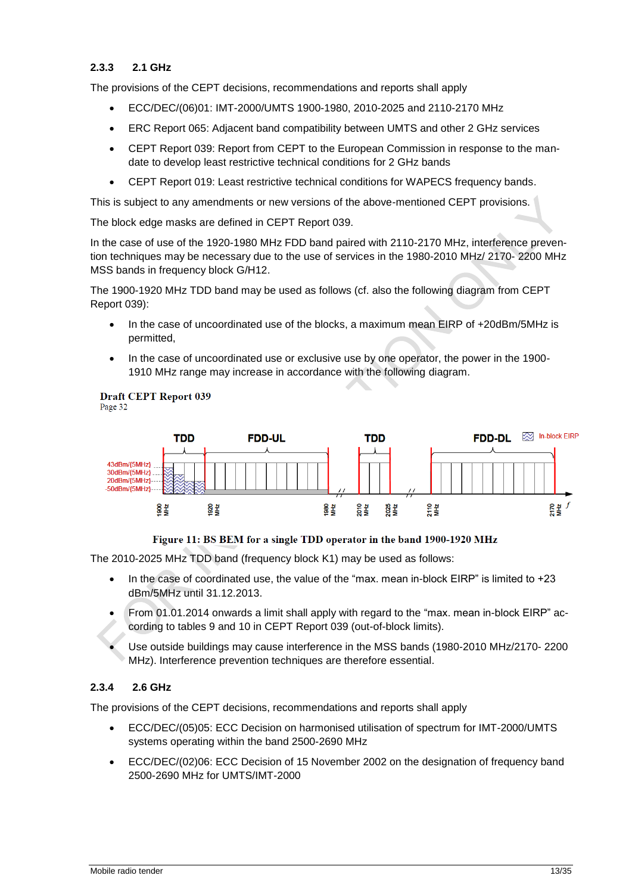### 2.3.3 2.1 GHz

The provisions of the CEPT decisions, recommendations and reports shall apply

- ECC/DEC/(06)01: IMT-2000/UMTS 1900-1980, 2010-2025 and 2110-2170 MHz
- ERC Report 065: Adjacent band compatibility between UMTS and other 2 GHz services
- CEPT Report 039: Report from CEPT to the European Commission in response to the mandate to develop least restrictive technical conditions for 2 GHz bands
- CEPT Report 019: Least restrictive technical conditions for WAPECS frequency bands.

This is subject to any amendments or new versions of the above-mentioned CEPT provisions.

The block edge masks are defined in CEPT Report 039.

In the case of use of the 1920-1980 MHz FDD band paired with 2110-2170 MHz, interference prevention techniques may be necessary due to the use of services in the 1980-2010 MHz/ 2170- 2200 MHz MSS bands in frequency block G/H12.

The 1900-1920 MHz TDD band may be used as follows (cf. also the following diagram from CEPT Report 039):

- In the case of uncoordinated use of the blocks, a maximum mean EIRP of +20dBm/5MHz is permitted,
- In the case of uncoordinated use or exclusive use by one operator, the power in the 1900-1910 MHz range may increase in accordance with the following diagram.

**Draft CEPT Report 039**
Page 32

TDD FDD-UL TDD FDD-DL In-block EIRP

43dBm/(5MHz) 30dBm/(5MHz) 20dBm/(5MHz) -50dBm/(5MHz)

1900 MHz 1920 MHz 1980 MHz 2010 MHz 2025 MHz 2110 MHz 2170 MHz f

**Figure 11: BS BEM for a single TDD operator in the band 1900-1920 MHz**

The 2010-2025 MHz TDD band (frequency block K1) may be used as follows:

- In the case of coordinated use, the value of the "max. mean in-block EIRP" is limited to +23 dBm/5MHz until 31.12.2013.
- From 01.01.2014 onwards a limit shall apply with regard to the "max. mean in-block EIRP" according to tables 9 and 10 in CEPT Report 039 (out-of-block limits).
- Use outside buildings may cause interference in the MSS bands (1980-2010 MHz/2170- 2200 MHz). Interference prevention techniques are therefore essential.

### 2.3.4 2.6 GHz

The provisions of the CEPT decisions, recommendations and reports shall apply

- ECC/DEC/(05)05: ECC Decision on harmonised utilisation of spectrum for IMT-2000/UMTS systems operating within the band 2500-2690 MHz
- ECC/DEC/(02)06: ECC Decision of 15 November 2002 on the designation of frequency band 2500-2690 MHz for UMTS/IMT-2000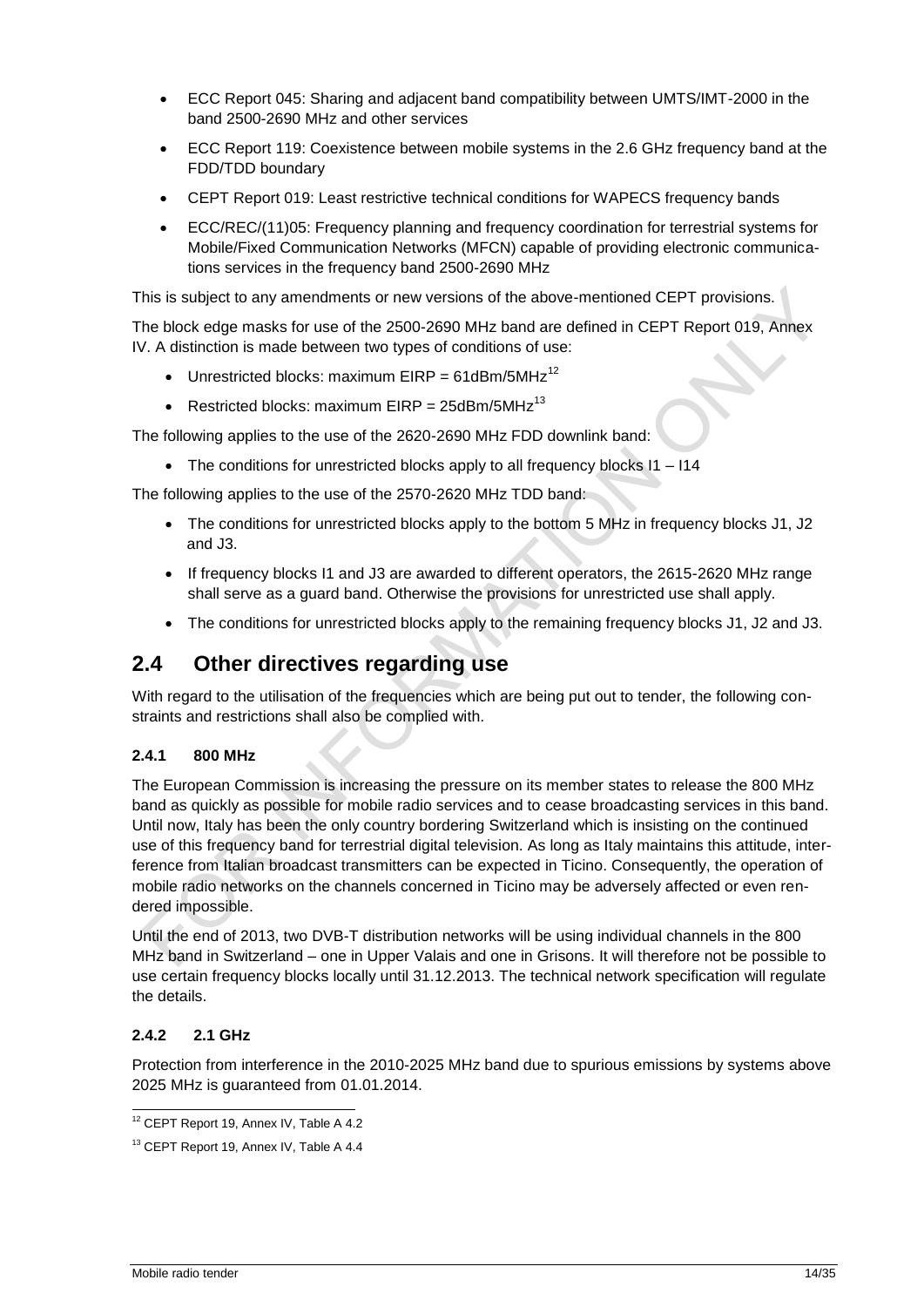- ECC Report 045: Sharing and adjacent band compatibility between UMTS/IMT-2000 in the band 2500-2690 MHz and other services
- ECC Report 119: Coexistence between mobile systems in the 2.6 GHz frequency band at the FDD/TDD boundary
- CEPT Report 019: Least restrictive technical conditions for WAPECS frequency bands
- ECC/REC/(11)05: Frequency planning and frequency coordination for terrestrial systems for Mobile/Fixed Communication Networks (MFCN) capable of providing electronic communications services in the frequency band 2500-2690 MHz

This is subject to any amendments or new versions of the above-mentioned CEPT provisions.

The block edge masks for use of the 2500-2690 MHz band are defined in CEPT Report 019, Annex IV. A distinction is made between two types of conditions of use:

- Unrestricted blocks: maximum EIRP = 61dBm/5MHz[12]
- Restricted blocks: maximum EIRP = 25dBm/5MHz[13]

The following applies to the use of the 2620-2690 MHz FDD downlink band:

- The conditions for unrestricted blocks apply to all frequency blocks I1 – I14

The following applies to the use of the 2570-2620 MHz TDD band:

- The conditions for unrestricted blocks apply to the bottom 5 MHz in frequency blocks J1, J2 and J3.
- If frequency blocks I1 and J3 are awarded to different operators, the 2615-2620 MHz range shall serve as a guard band. Otherwise the provisions for unrestricted use shall apply.
- The conditions for unrestricted blocks apply to the remaining frequency blocks J1, J2 and J3.

## 2.4 Other directives regarding use

With regard to the utilisation of the frequencies which are being put out to tender, the following constraints and restrictions shall also be complied with.

### 2.4.1 800 MHz

The European Commission is increasing the pressure on its member states to release the 800 MHz band as quickly as possible for mobile radio services and to cease broadcasting services in this band. Until now, Italy has been the only country bordering Switzerland which is insisting on the continued use of this frequency band for terrestrial digital television. As long as Italy maintains this attitude, interference from Italian broadcast transmitters can be expected in Ticino. Consequently, the operation of mobile radio networks on the channels concerned in Ticino may be adversely affected or even rendered impossible.

Until the end of 2013, two DVB-T distribution networks will be using individual channels in the 800 MHz band in Switzerland – one in Upper Valais and one in Grisons. It will therefore not be possible to use certain frequency blocks locally until 31.12.2013. The technical network specification will regulate the details.

### 2.4.2 2.1 GHz

Protection from interference in the 2010-2025 MHz band due to spurious emissions by systems above 2025 MHz is guaranteed from 01.01.2014.

---

[12] CEPT Report 19, Annex IV, Table A 4.2

[13] CEPT Report 19, Annex IV, Table A 4.4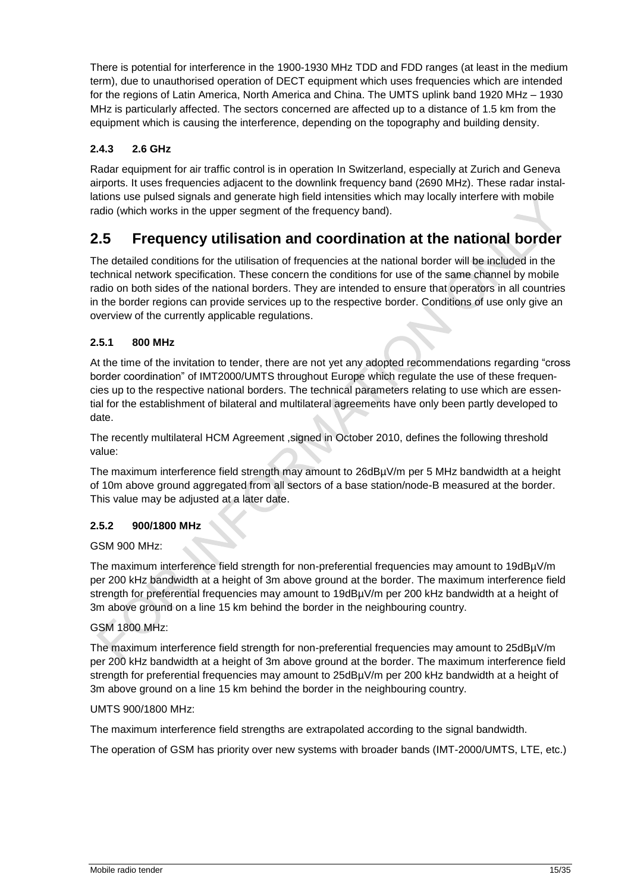There is potential for interference in the 1900-1930 MHz TDD and FDD ranges (at least in the medium term), due to unauthorised operation of DECT equipment which uses frequencies which are intended for the regions of Latin America, North America and China. The UMTS uplink band 1920 MHz – 1930 MHz is particularly affected. The sectors concerned are affected up to a distance of 1.5 km from the equipment which is causing the interference, depending on the topography and building density.

### 2.4.3 2.6 GHz

Radar equipment for air traffic control is in operation In Switzerland, especially at Zurich and Geneva airports. It uses frequencies adjacent to the downlink frequency band (2690 MHz). These radar installations use pulsed signals and generate high field intensities which may locally interfere with mobile radio (which works in the upper segment of the frequency band).

## 2.5 Frequency utilisation and coordination at the national border

The detailed conditions for the utilisation of frequencies at the national border will be included in the technical network specification. These concern the conditions for use of the same channel by mobile radio on both sides of the national borders. They are intended to ensure that operators in all countries in the border regions can provide services up to the respective border. Conditions of use only give an overview of the currently applicable regulations.

### 2.5.1 800 MHz

At the time of the invitation to tender, there are not yet any adopted recommendations regarding "cross border coordination" of IMT2000/UMTS throughout Europe which regulate the use of these frequencies up to the respective national borders. The technical parameters relating to use which are essential for the establishment of bilateral and multilateral agreements have only been partly developed to date.

The recently multilateral HCM Agreement ,signed in October 2010, defines the following threshold value:

The maximum interference field strength may amount to 26dBµV/m per 5 MHz bandwidth at a height of 10m above ground aggregated from all sectors of a base station/node-B measured at the border. This value may be adjusted at a later date.

### 2.5.2 900/1800 MHz

GSM 900 MHz:

The maximum interference field strength for non-preferential frequencies may amount to 19dBµV/m per 200 kHz bandwidth at a height of 3m above ground at the border. The maximum interference field strength for preferential frequencies may amount to 19dBµV/m per 200 kHz bandwidth at a height of 3m above ground on a line 15 km behind the border in the neighbouring country.

GSM 1800 MHz:

The maximum interference field strength for non-preferential frequencies may amount to 25dBµV/m per 200 kHz bandwidth at a height of 3m above ground at the border. The maximum interference field strength for preferential frequencies may amount to 25dBµV/m per 200 kHz bandwidth at a height of 3m above ground on a line 15 km behind the border in the neighbouring country.

UMTS 900/1800 MHz:

The maximum interference field strengths are extrapolated according to the signal bandwidth.

The operation of GSM has priority over new systems with broader bands (IMT-2000/UMTS, LTE, etc.)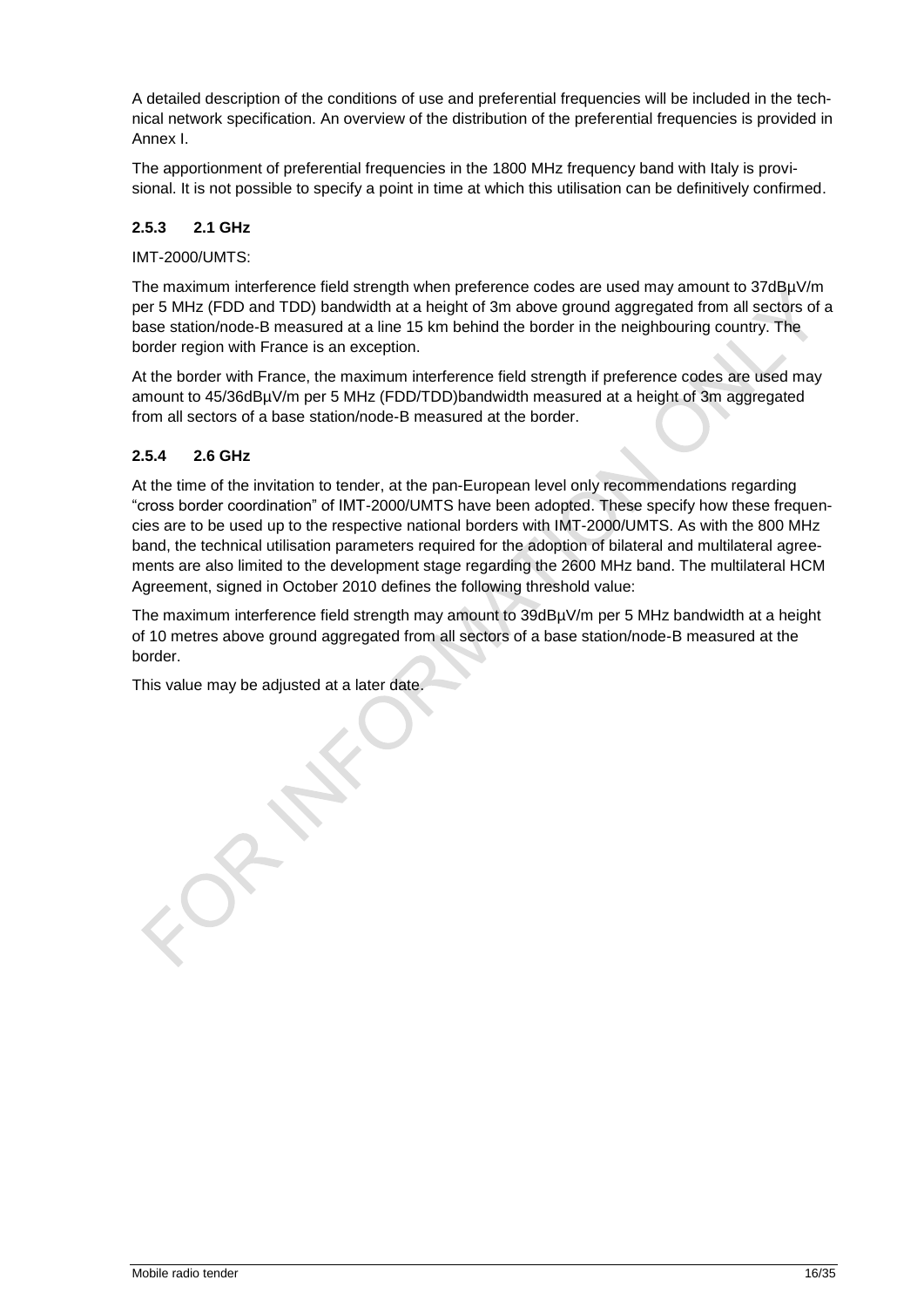A detailed description of the conditions of use and preferential frequencies will be included in the technical network specification. An overview of the distribution of the preferential frequencies is provided in Annex I.

The apportionment of preferential frequencies in the 1800 MHz frequency band with Italy is provisional. It is not possible to specify a point in time at which this utilisation can be definitively confirmed.

### 2.5.3 2.1 GHz

IMT-2000/UMTS:

The maximum interference field strength when preference codes are used may amount to 37dBµV/m per 5 MHz (FDD and TDD) bandwidth at a height of 3m above ground aggregated from all sectors of a base station/node-B measured at a line 15 km behind the border in the neighbouring country. The border region with France is an exception.

At the border with France, the maximum interference field strength if preference codes are used may amount to 45/36dBµV/m per 5 MHz (FDD/TDD)bandwidth measured at a height of 3m aggregated from all sectors of a base station/node-B measured at the border.

### 2.5.4 2.6 GHz

At the time of the invitation to tender, at the pan-European level only recommendations regarding "cross border coordination" of IMT-2000/UMTS have been adopted. These specify how these frequencies are to be used up to the respective national borders with IMT-2000/UMTS. As with the 800 MHz band, the technical utilisation parameters required for the adoption of bilateral and multilateral agreements are also limited to the development stage regarding the 2600 MHz band. The multilateral HCM Agreement, signed in October 2010 defines the following threshold value:

The maximum interference field strength may amount to 39dBµV/m per 5 MHz bandwidth at a height of 10 metres above ground aggregated from all sectors of a base station/node-B measured at the border.

This value may be adjusted at a later date.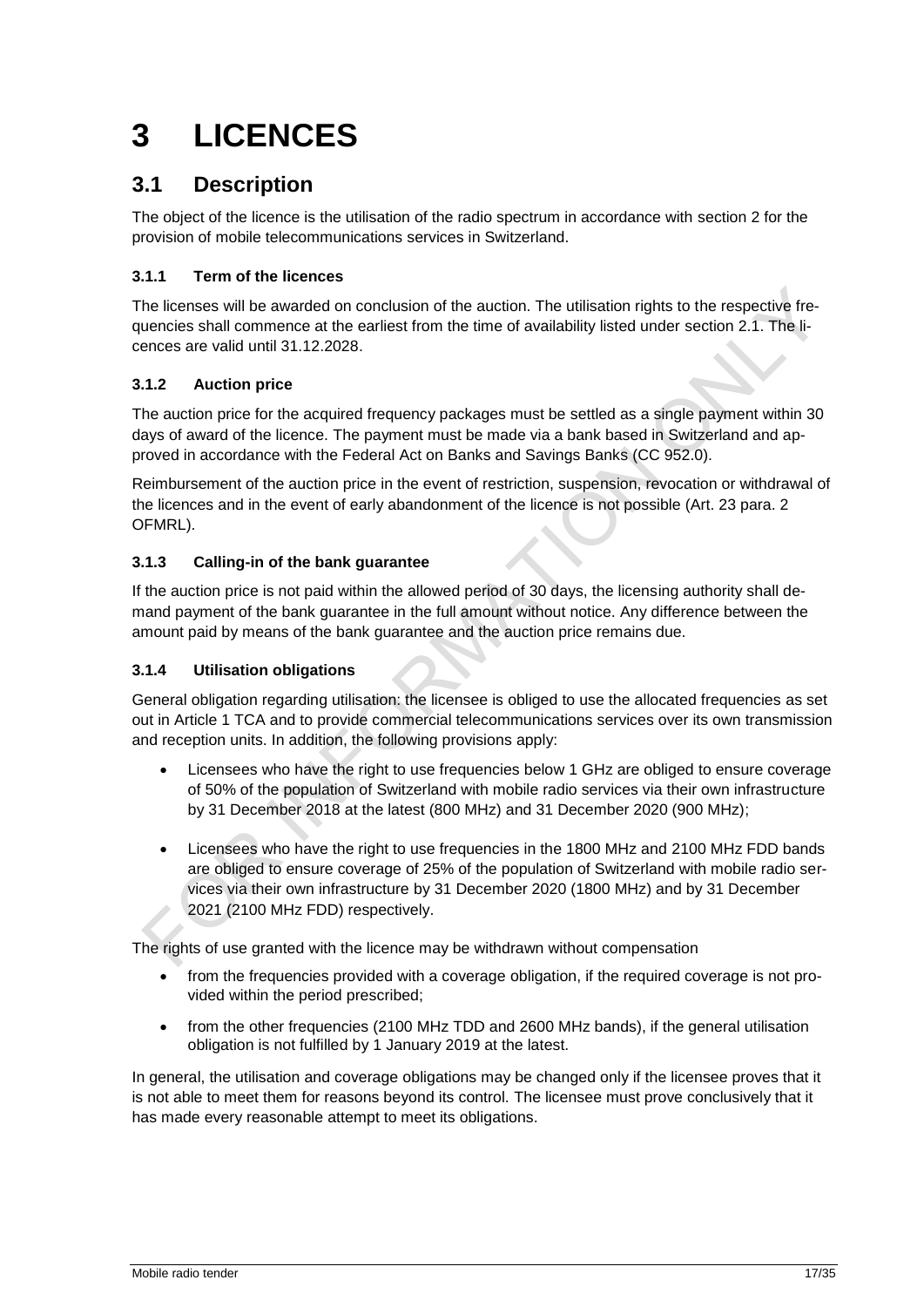# 3 LICENCES

## 3.1 Description

The object of the licence is the utilisation of the radio spectrum in accordance with section 2 for the provision of mobile telecommunications services in Switzerland.

### 3.1.1 Term of the licences

The licenses will be awarded on conclusion of the auction. The utilisation rights to the respective frequencies shall commence at the earliest from the time of availability listed under section 2.1. The licences are valid until 31.12.2028.

### 3.1.2 Auction price

The auction price for the acquired frequency packages must be settled as a single payment within 30 days of award of the licence. The payment must be made via a bank based in Switzerland and approved in accordance with the Federal Act on Banks and Savings Banks (CC 952.0).

Reimbursement of the auction price in the event of restriction, suspension, revocation or withdrawal of the licences and in the event of early abandonment of the licence is not possible (Art. 23 para. 2 OFMRL).

### 3.1.3 Calling-in of the bank guarantee

If the auction price is not paid within the allowed period of 30 days, the licensing authority shall demand payment of the bank guarantee in the full amount without notice. Any difference between the amount paid by means of the bank guarantee and the auction price remains due.

### 3.1.4 Utilisation obligations

General obligation regarding utilisation: the licensee is obliged to use the allocated frequencies as set out in Article 1 TCA and to provide commercial telecommunications services over its own transmission and reception units. In addition, the following provisions apply:

- Licensees who have the right to use frequencies below 1 GHz are obliged to ensure coverage of 50% of the population of Switzerland with mobile radio services via their own infrastructure by 31 December 2018 at the latest (800 MHz) and 31 December 2020 (900 MHz);
- Licensees who have the right to use frequencies in the 1800 MHz and 2100 MHz FDD bands are obliged to ensure coverage of 25% of the population of Switzerland with mobile radio services via their own infrastructure by 31 December 2020 (1800 MHz) and by 31 December 2021 (2100 MHz FDD) respectively.

The rights of use granted with the licence may be withdrawn without compensation

- from the frequencies provided with a coverage obligation, if the required coverage is not provided within the period prescribed;
- from the other frequencies (2100 MHz TDD and 2600 MHz bands), if the general utilisation obligation is not fulfilled by 1 January 2019 at the latest.

In general, the utilisation and coverage obligations may be changed only if the licensee proves that it is not able to meet them for reasons beyond its control. The licensee must prove conclusively that it has made every reasonable attempt to meet its obligations.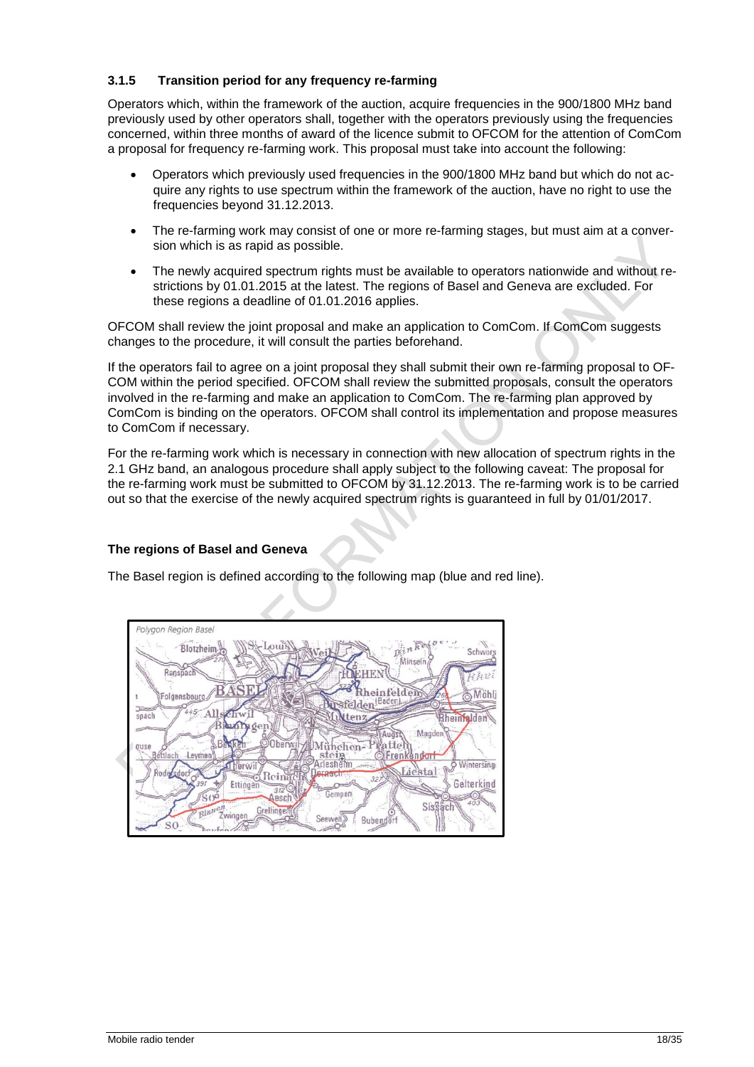### 3.1.5 Transition period for any frequency re-farming

Operators which, within the framework of the auction, acquire frequencies in the 900/1800 MHz band previously used by other operators shall, together with the operators previously using the frequencies concerned, within three months of award of the licence submit to OFCOM for the attention of ComCom a proposal for frequency re-farming work. This proposal must take into account the following:

- Operators which previously used frequencies in the 900/1800 MHz band but which do not acquire any rights to use spectrum within the framework of the auction, have no right to use the frequencies beyond 31.12.2013.
- The re-farming work may consist of one or more re-farming stages, but must aim at a conversion which is as rapid as possible.
- The newly acquired spectrum rights must be available to operators nationwide and without restrictions by 01.01.2015 at the latest. The regions of Basel and Geneva are excluded. For these regions a deadline of 01.01.2016 applies.

OFCOM shall review the joint proposal and make an application to ComCom. If ComCom suggests changes to the procedure, it will consult the parties beforehand.

If the operators fail to agree on a joint proposal they shall submit their own re-farming proposal to OFCOM within the period specified. OFCOM shall review the submitted proposals, consult the operators involved in the re-farming and make an application to ComCom. The re-farming plan approved by ComCom is binding on the operators. OFCOM shall control its implementation and propose measures to ComCom if necessary.

For the re-farming work which is necessary in connection with new allocation of spectrum rights in the 2.1 GHz band, an analogous procedure shall apply subject to the following caveat: The proposal for the re-farming work must be submitted to OFCOM by 31.12.2013. The re-farming work is to be carried out so that the exercise of the newly acquired spectrum rights is guaranteed in full by 01/01/2017.

**The regions of Basel and Geneva**

The Basel region is defined according to the following map (blue and red line).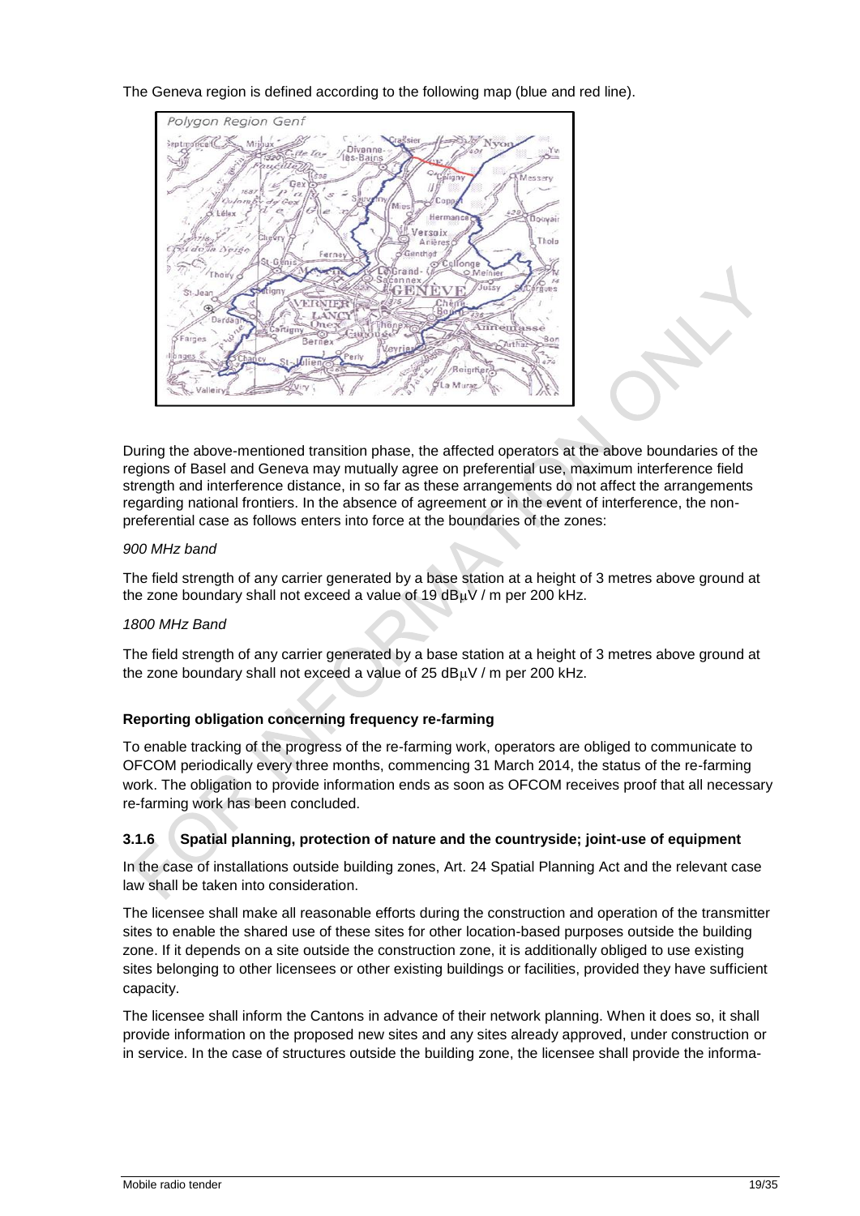The Geneva region is defined according to the following map (blue and red line).

During the above-mentioned transition phase, the affected operators at the above boundaries of the regions of Basel and Geneva may mutually agree on preferential use, maximum interference field strength and interference distance, in so far as these arrangements do not affect the arrangements regarding national frontiers. In the absence of agreement or in the event of interference, the non-preferential case as follows enters into force at the boundaries of the zones:

*900 MHz band*

The field strength of any carrier generated by a base station at a height of 3 metres above ground at the zone boundary shall not exceed a value of 19 dBμV / m per 200 kHz.

*1800 MHz Band*

The field strength of any carrier generated by a base station at a height of 3 metres above ground at the zone boundary shall not exceed a value of 25 dBμV / m per 200 kHz.

**Reporting obligation concerning frequency re-farming**

To enable tracking of the progress of the re-farming work, operators are obliged to communicate to OFCOM periodically every three months, commencing 31 March 2014, the status of the re-farming work. The obligation to provide information ends as soon as OFCOM receives proof that all necessary re-farming work has been concluded.

### 3.1.6 Spatial planning, protection of nature and the countryside; joint-use of equipment

In the case of installations outside building zones, Art. 24 Spatial Planning Act and the relevant case law shall be taken into consideration.

The licensee shall make all reasonable efforts during the construction and operation of the transmitter sites to enable the shared use of these sites for other location-based purposes outside the building zone. If it depends on a site outside the construction zone, it is additionally obliged to use existing sites belonging to other licensees or other existing buildings or facilities, provided they have sufficient capacity.

The licensee shall inform the Cantons in advance of their network planning. When it does so, it shall provide information on the proposed new sites and any sites already approved, under construction or in service. In the case of structures outside the building zone, the licensee shall provide the informa-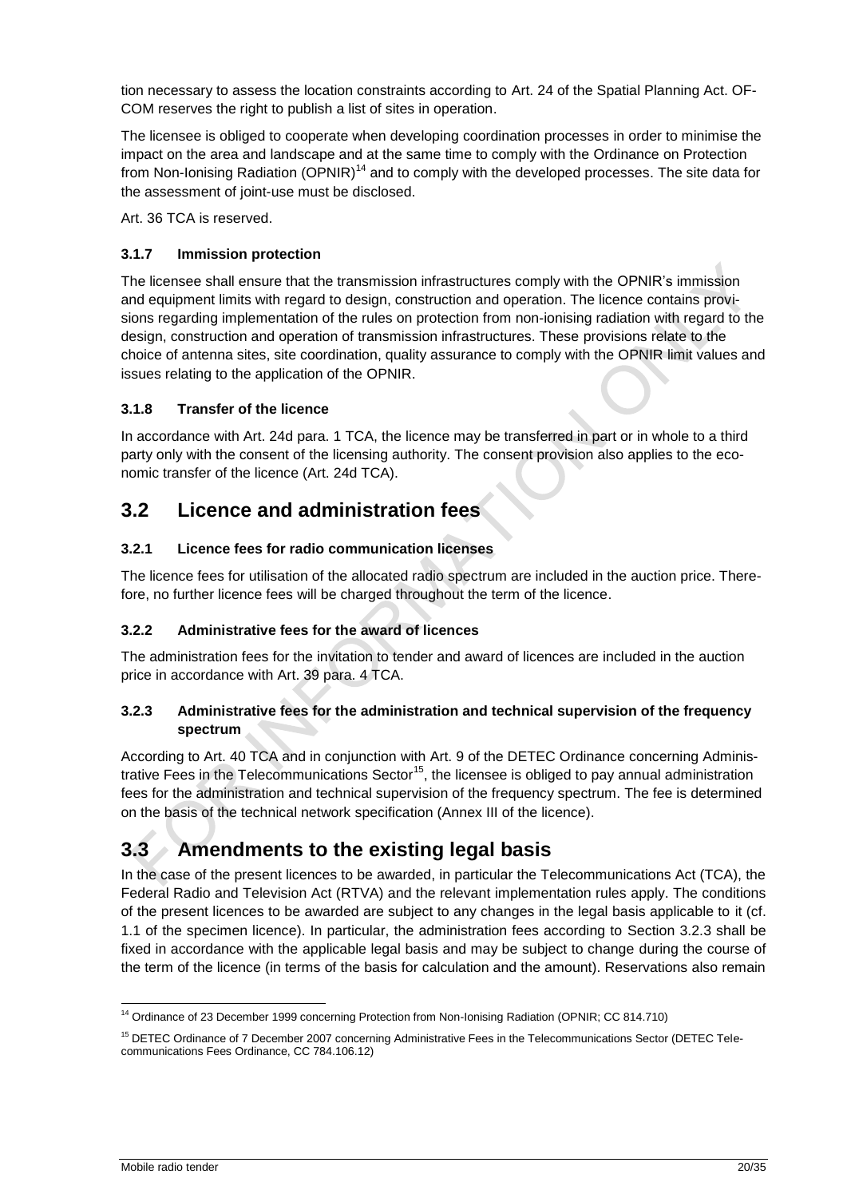tion necessary to assess the location constraints according to Art. 24 of the Spatial Planning Act. OFCOM reserves the right to publish a list of sites in operation.

The licensee is obliged to cooperate when developing coordination processes in order to minimise the impact on the area and landscape and at the same time to comply with the Ordinance on Protection from Non-Ionising Radiation (OPNIR)[14] and to comply with the developed processes. The site data for the assessment of joint-use must be disclosed.

Art. 36 TCA is reserved.

### 3.1.7 Immission protection

The licensee shall ensure that the transmission infrastructures comply with the OPNIR's immission and equipment limits with regard to design, construction and operation. The licence contains provisions regarding implementation of the rules on protection from non-ionising radiation with regard to the design, construction and operation of transmission infrastructures. These provisions relate to the choice of antenna sites, site coordination, quality assurance to comply with the OPNIR limit values and issues relating to the application of the OPNIR.

### 3.1.8 Transfer of the licence

In accordance with Art. 24d para. 1 TCA, the licence may be transferred in part or in whole to a third party only with the consent of the licensing authority. The consent provision also applies to the economic transfer of the licence (Art. 24d TCA).

## 3.2 Licence and administration fees

### 3.2.1 Licence fees for radio communication licenses

The licence fees for utilisation of the allocated radio spectrum are included in the auction price. Therefore, no further licence fees will be charged throughout the term of the licence.

### 3.2.2 Administrative fees for the award of licences

The administration fees for the invitation to tender and award of licences are included in the auction price in accordance with Art. 39 para. 4 TCA.

### 3.2.3 Administrative fees for the administration and technical supervision of the frequency spectrum

According to Art. 40 TCA and in conjunction with Art. 9 of the DETEC Ordinance concerning Administrative Fees in the Telecommunications Sector[15], the licensee is obliged to pay annual administration fees for the administration and technical supervision of the frequency spectrum. The fee is determined on the basis of the technical network specification (Annex III of the licence).

## 3.3 Amendments to the existing legal basis

In the case of the present licences to be awarded, in particular the Telecommunications Act (TCA), the Federal Radio and Television Act (RTVA) and the relevant implementation rules apply. The conditions of the present licences to be awarded are subject to any changes in the legal basis applicable to it (cf. 1.1 of the specimen licence). In particular, the administration fees according to Section 3.2.3 shall be fixed in accordance with the applicable legal basis and may be subject to change during the course of the term of the licence (in terms of the basis for calculation and the amount). Reservations also remain

---

[14] Ordinance of 23 December 1999 concerning Protection from Non-Ionising Radiation (OPNIR; CC 814.710)

[15] DETEC Ordinance of 7 December 2007 concerning Administrative Fees in the Telecommunications Sector (DETEC Telecommunications Fees Ordinance, CC 784.106.12)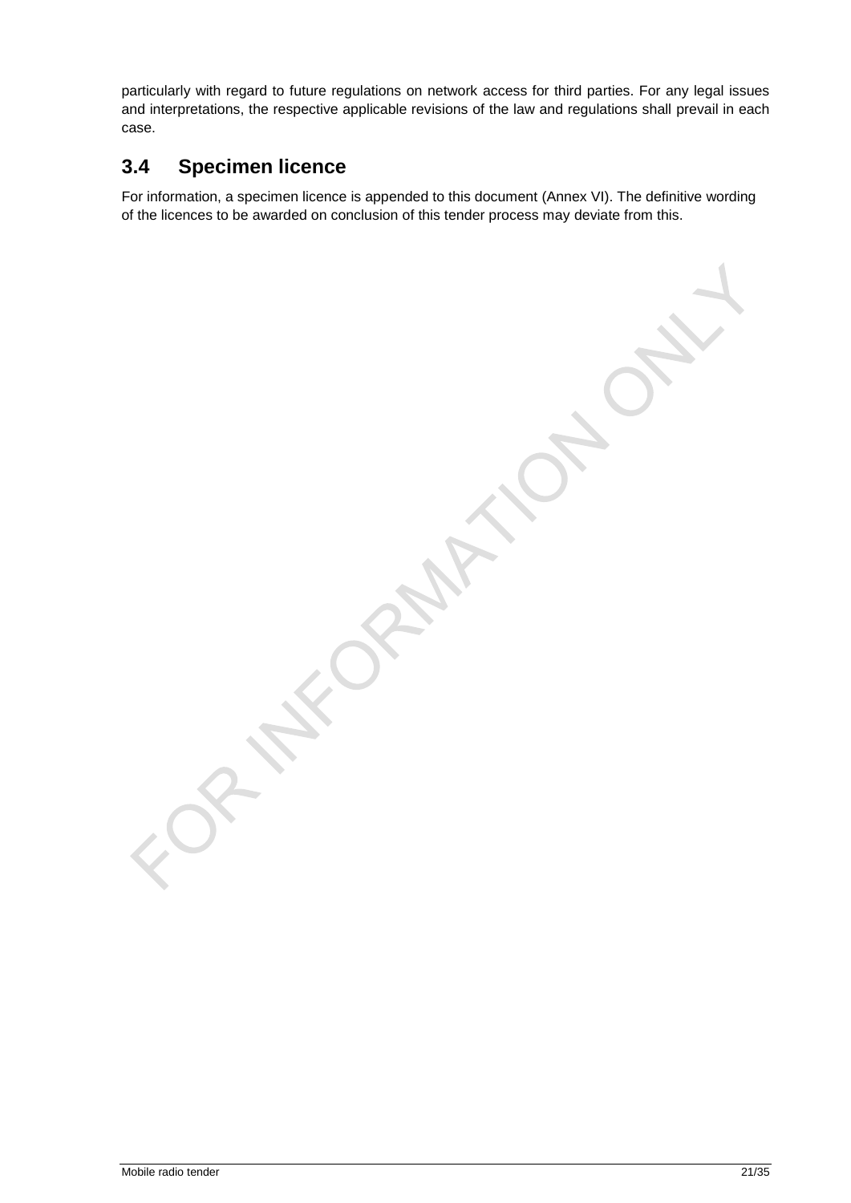particularly with regard to future regulations on network access for third parties. For any legal issues and interpretations, the respective applicable revisions of the law and regulations shall prevail in each case.

## 3.4 Specimen licence

For information, a specimen licence is appended to this document (Annex VI). The definitive wording of the licences to be awarded on conclusion of this tender process may deviate from this.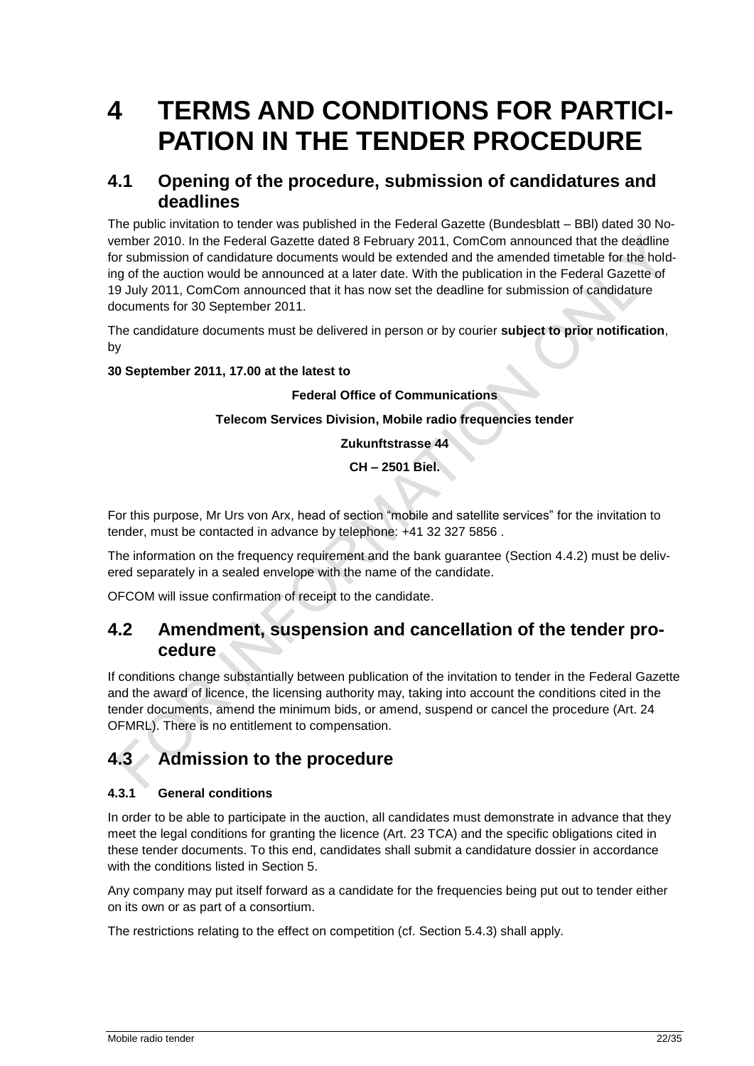# 4 TERMS AND CONDITIONS FOR PARTICIPATION IN THE TENDER PROCEDURE

## 4.1 Opening of the procedure, submission of candidatures and deadlines

The public invitation to tender was published in the Federal Gazette (Bundesblatt – BBl) dated 30 November 2010. In the Federal Gazette dated 8 February 2011, ComCom announced that the deadline for submission of candidature documents would be extended and the amended timetable for the holding of the auction would be announced at a later date. With the publication in the Federal Gazette of 19 July 2011, ComCom announced that it has now set the deadline for submission of candidature documents for 30 September 2011.

The candidature documents must be delivered in person or by courier **subject to prior notification**, by

**30 September 2011, 17.00 at the latest to**

**Federal Office of Communications**

**Telecom Services Division, Mobile radio frequencies tender**

**Zukunftstrasse 44**

**CH – 2501 Biel.**

For this purpose, Mr Urs von Arx, head of section "mobile and satellite services" for the invitation to tender, must be contacted in advance by telephone: +41 32 327 5856 .

The information on the frequency requirement and the bank guarantee (Section 4.4.2) must be delivered separately in a sealed envelope with the name of the candidate.

OFCOM will issue confirmation of receipt to the candidate.

## 4.2 Amendment, suspension and cancellation of the tender procedure

If conditions change substantially between publication of the invitation to tender in the Federal Gazette and the award of licence, the licensing authority may, taking into account the conditions cited in the tender documents, amend the minimum bids, or amend, suspend or cancel the procedure (Art. 24 OFMRL). There is no entitlement to compensation.

## 4.3 Admission to the procedure

### 4.3.1 General conditions

In order to be able to participate in the auction, all candidates must demonstrate in advance that they meet the legal conditions for granting the licence (Art. 23 TCA) and the specific obligations cited in these tender documents. To this end, candidates shall submit a candidature dossier in accordance with the conditions listed in Section 5.

Any company may put itself forward as a candidate for the frequencies being put out to tender either on its own or as part of a consortium.

The restrictions relating to the effect on competition (cf. Section 5.4.3) shall apply.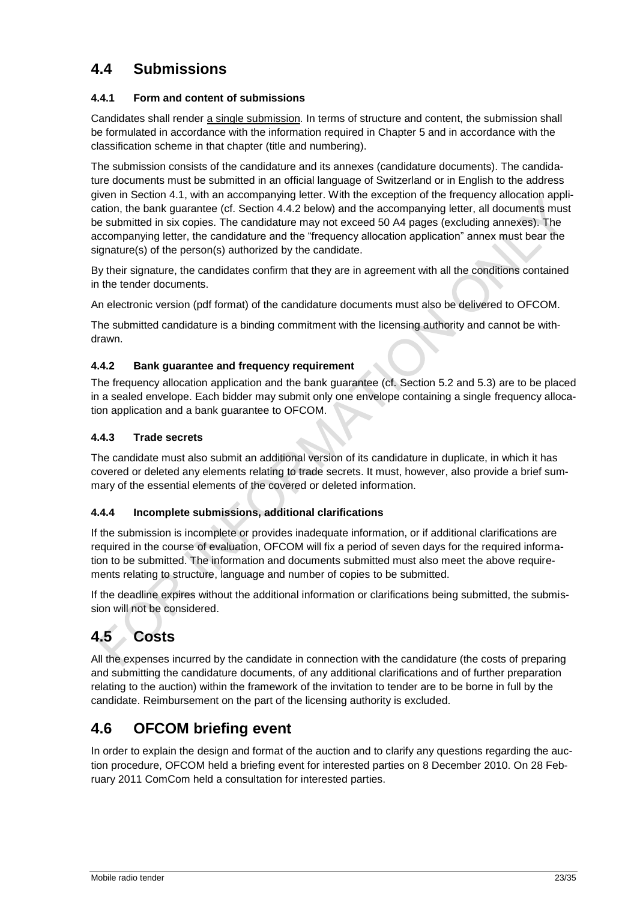## 4.4 Submissions

### 4.4.1 Form and content of submissions

Candidates shall render a single submission. In terms of structure and content, the submission shall be formulated in accordance with the information required in Chapter 5 and in accordance with the classification scheme in that chapter (title and numbering).

The submission consists of the candidature and its annexes (candidature documents). The candidature documents must be submitted in an official language of Switzerland or in English to the address given in Section 4.1, with an accompanying letter. With the exception of the frequency allocation application, the bank guarantee (cf. Section 4.4.2 below) and the accompanying letter, all documents must be submitted in six copies. The candidature may not exceed 50 A4 pages (excluding annexes). The accompanying letter, the candidature and the "frequency allocation application" annex must bear the signature(s) of the person(s) authorized by the candidate.

By their signature, the candidates confirm that they are in agreement with all the conditions contained in the tender documents.

An electronic version (pdf format) of the candidature documents must also be delivered to OFCOM.

The submitted candidature is a binding commitment with the licensing authority and cannot be withdrawn.

### 4.4.2 Bank guarantee and frequency requirement

The frequency allocation application and the bank guarantee (cf. Section 5.2 and 5.3) are to be placed in a sealed envelope. Each bidder may submit only one envelope containing a single frequency allocation application and a bank guarantee to OFCOM.

### 4.4.3 Trade secrets

The candidate must also submit an additional version of its candidature in duplicate, in which it has covered or deleted any elements relating to trade secrets. It must, however, also provide a brief summary of the essential elements of the covered or deleted information.

### 4.4.4 Incomplete submissions, additional clarifications

If the submission is incomplete or provides inadequate information, or if additional clarifications are required in the course of evaluation, OFCOM will fix a period of seven days for the required information to be submitted. The information and documents submitted must also meet the above requirements relating to structure, language and number of copies to be submitted.

If the deadline expires without the additional information or clarifications being submitted, the submission will not be considered.

## 4.5 Costs

All the expenses incurred by the candidate in connection with the candidature (the costs of preparing and submitting the candidature documents, of any additional clarifications and of further preparation relating to the auction) within the framework of the invitation to tender are to be borne in full by the candidate. Reimbursement on the part of the licensing authority is excluded.

## 4.6 OFCOM briefing event

In order to explain the design and format of the auction and to clarify any questions regarding the auction procedure, OFCOM held a briefing event for interested parties on 8 December 2010. On 28 February 2011 ComCom held a consultation for interested parties.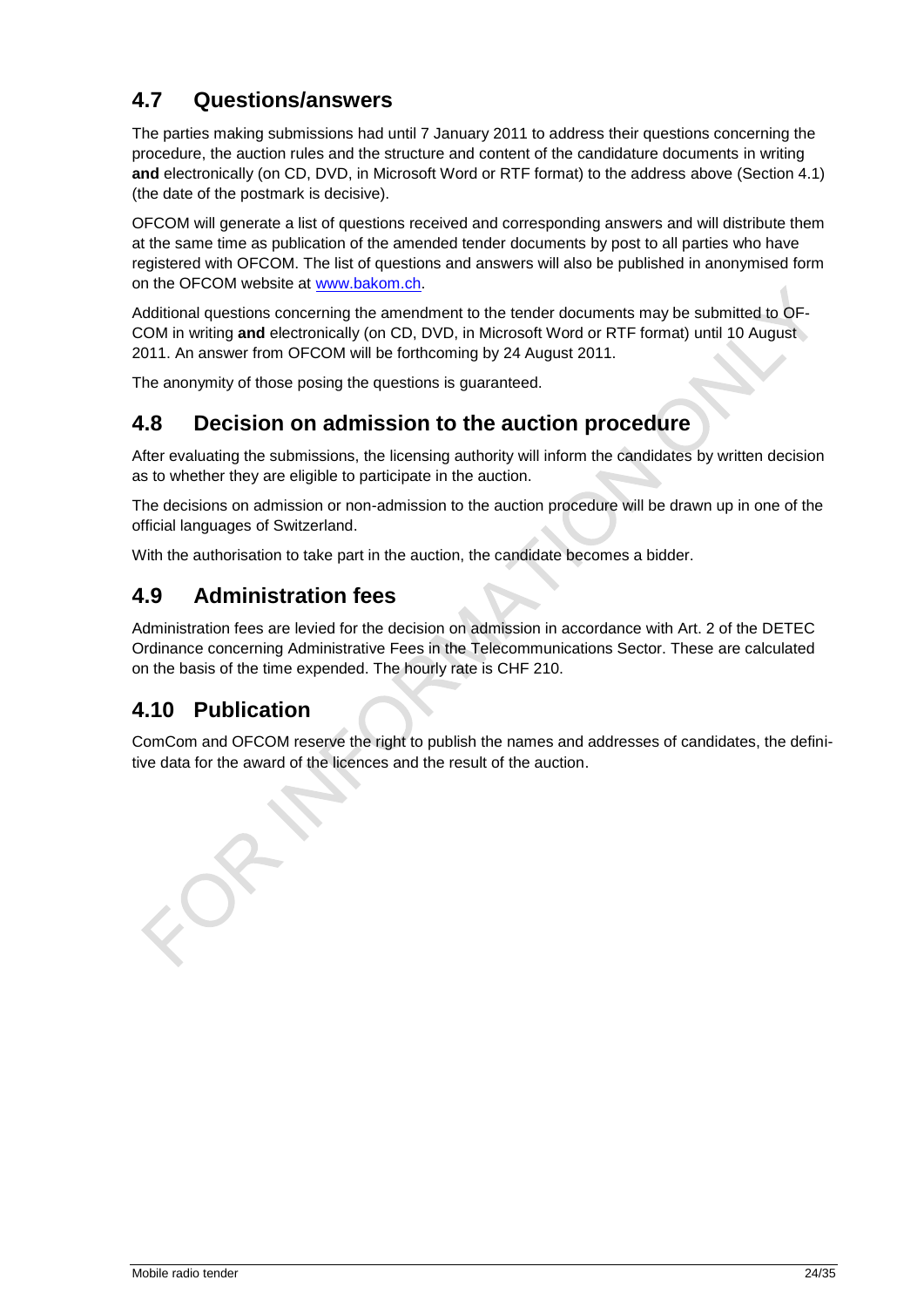## 4.7 Questions/answers

The parties making submissions had until 7 January 2011 to address their questions concerning the procedure, the auction rules and the structure and content of the candidature documents in writing **and** electronically (on CD, DVD, in Microsoft Word or RTF format) to the address above (Section 4.1) (the date of the postmark is decisive).

OFCOM will generate a list of questions received and corresponding answers and will distribute them at the same time as publication of the amended tender documents by post to all parties who have registered with OFCOM. The list of questions and answers will also be published in anonymised form on the OFCOM website at www.bakom.ch.

Additional questions concerning the amendment to the tender documents may be submitted to OFCOM in writing **and** electronically (on CD, DVD, in Microsoft Word or RTF format) until 10 August 2011. An answer from OFCOM will be forthcoming by 24 August 2011.

The anonymity of those posing the questions is guaranteed.

## 4.8 Decision on admission to the auction procedure

After evaluating the submissions, the licensing authority will inform the candidates by written decision as to whether they are eligible to participate in the auction.

The decisions on admission or non-admission to the auction procedure will be drawn up in one of the official languages of Switzerland.

With the authorisation to take part in the auction, the candidate becomes a bidder.

## 4.9 Administration fees

Administration fees are levied for the decision on admission in accordance with Art. 2 of the DETEC Ordinance concerning Administrative Fees in the Telecommunications Sector. These are calculated on the basis of the time expended. The hourly rate is CHF 210.

## 4.10 Publication

ComCom and OFCOM reserve the right to publish the names and addresses of candidates, the definitive data for the award of the licences and the result of the auction.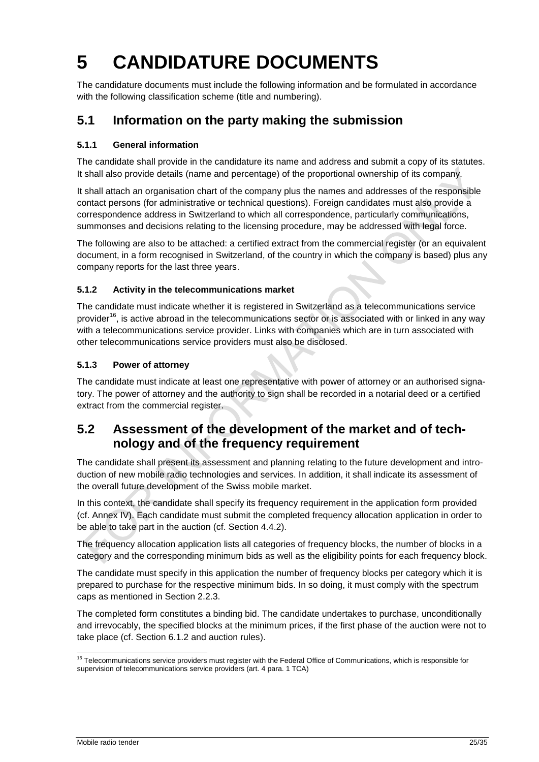# 5 CANDIDATURE DOCUMENTS

The candidature documents must include the following information and be formulated in accordance with the following classification scheme (title and numbering).

## 5.1 Information on the party making the submission

### 5.1.1 General information

The candidate shall provide in the candidature its name and address and submit a copy of its statutes. It shall also provide details (name and percentage) of the proportional ownership of its company.

It shall attach an organisation chart of the company plus the names and addresses of the responsible contact persons (for administrative or technical questions). Foreign candidates must also provide a correspondence address in Switzerland to which all correspondence, particularly communications, summonses and decisions relating to the licensing procedure, may be addressed with legal force.

The following are also to be attached: a certified extract from the commercial register (or an equivalent document, in a form recognised in Switzerland, of the country in which the company is based) plus any company reports for the last three years.

### 5.1.2 Activity in the telecommunications market

The candidate must indicate whether it is registered in Switzerland as a telecommunications service provider[16], is active abroad in the telecommunications sector or is associated with or linked in any way with a telecommunications service provider. Links with companies which are in turn associated with other telecommunications service providers must also be disclosed.

### 5.1.3 Power of attorney

The candidate must indicate at least one representative with power of attorney or an authorised signatory. The power of attorney and the authority to sign shall be recorded in a notarial deed or a certified extract from the commercial register.

## 5.2 Assessment of the development of the market and of technology and of the frequency requirement

The candidate shall present its assessment and planning relating to the future development and introduction of new mobile radio technologies and services. In addition, it shall indicate its assessment of the overall future development of the Swiss mobile market.

In this context, the candidate shall specify its frequency requirement in the application form provided (cf. Annex IV). Each candidate must submit the completed frequency allocation application in order to be able to take part in the auction (cf. Section 4.4.2).

The frequency allocation application lists all categories of frequency blocks, the number of blocks in a category and the corresponding minimum bids as well as the eligibility points for each frequency block.

The candidate must specify in this application the number of frequency blocks per category which it is prepared to purchase for the respective minimum bids. In so doing, it must comply with the spectrum caps as mentioned in Section 2.2.3.

The completed form constitutes a binding bid. The candidate undertakes to purchase, unconditionally and irrevocably, the specified blocks at the minimum prices, if the first phase of the auction were not to take place (cf. Section 6.1.2 and auction rules).

---

[16] Telecommunications service providers must register with the Federal Office of Communications, which is responsible for supervision of telecommunications service providers (art. 4 para. 1 TCA)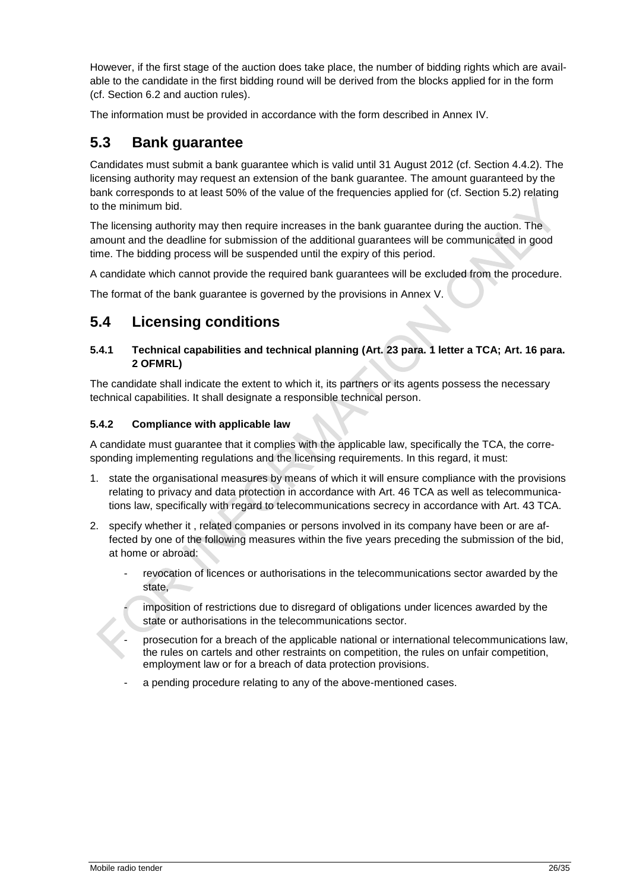However, if the first stage of the auction does take place, the number of bidding rights which are available to the candidate in the first bidding round will be derived from the blocks applied for in the form (cf. Section 6.2 and auction rules).

The information must be provided in accordance with the form described in Annex IV.

## 5.3 Bank guarantee

Candidates must submit a bank guarantee which is valid until 31 August 2012 (cf. Section 4.4.2). The licensing authority may request an extension of the bank guarantee. The amount guaranteed by the bank corresponds to at least 50% of the value of the frequencies applied for (cf. Section 5.2) relating to the minimum bid.

The licensing authority may then require increases in the bank guarantee during the auction. The amount and the deadline for submission of the additional guarantees will be communicated in good time. The bidding process will be suspended until the expiry of this period.

A candidate which cannot provide the required bank guarantees will be excluded from the procedure.

The format of the bank guarantee is governed by the provisions in Annex V.

## 5.4 Licensing conditions

### 5.4.1 Technical capabilities and technical planning (Art. 23 para. 1 letter a TCA; Art. 16 para. 2 OFMRL)

The candidate shall indicate the extent to which it, its partners or its agents possess the necessary technical capabilities. It shall designate a responsible technical person.

### 5.4.2 Compliance with applicable law

A candidate must guarantee that it complies with the applicable law, specifically the TCA, the corresponding implementing regulations and the licensing requirements. In this regard, it must:

1. state the organisational measures by means of which it will ensure compliance with the provisions relating to privacy and data protection in accordance with Art. 46 TCA as well as telecommunications law, specifically with regard to telecommunications secrecy in accordance with Art. 43 TCA.
2. specify whether it , related companies or persons involved in its company have been or are affected by one of the following measures within the five years preceding the submission of the bid, at home or abroad:
    - revocation of licences or authorisations in the telecommunications sector awarded by the state,
    - imposition of restrictions due to disregard of obligations under licences awarded by the state or authorisations in the telecommunications sector.
    - prosecution for a breach of the applicable national or international telecommunications law, the rules on cartels and other restraints on competition, the rules on unfair competition, employment law or for a breach of data protection provisions.
    - a pending procedure relating to any of the above-mentioned cases.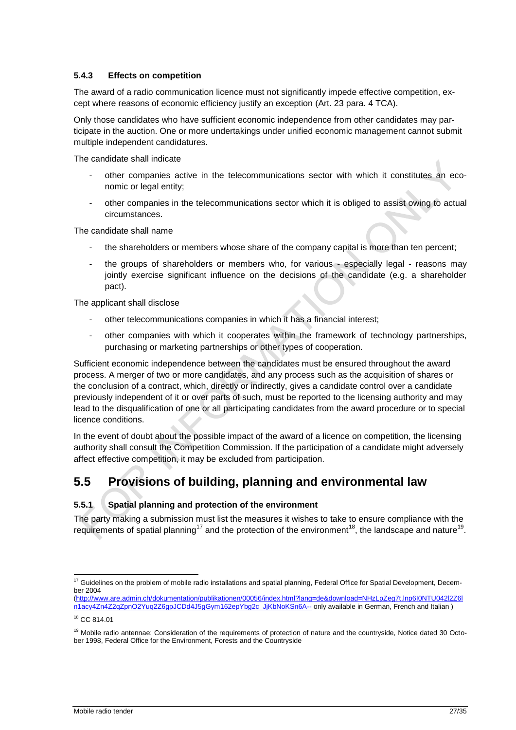#### 5.4.3 Effects on competition

The award of a radio communication licence must not significantly impede effective competition, except where reasons of economic efficiency justify an exception (Art. 23 para. 4 TCA).

Only those candidates who have sufficient economic independence from other candidates may participate in the auction. One or more undertakings under unified economic management cannot submit multiple independent candidatures.

The candidate shall indicate

- other companies active in the telecommunications sector with which it constitutes an economic or legal entity;
- other companies in the telecommunications sector which it is obliged to assist owing to actual circumstances.

The candidate shall name

- the shareholders or members whose share of the company capital is more than ten percent;
- the groups of shareholders or members who, for various - especially legal - reasons may jointly exercise significant influence on the decisions of the candidate (e.g. a shareholder pact).

The applicant shall disclose

- other telecommunications companies in which it has a financial interest;
- other companies with which it cooperates within the framework of technology partnerships, purchasing or marketing partnerships or other types of cooperation.

Sufficient economic independence between the candidates must be ensured throughout the award process. A merger of two or more candidates, and any process such as the acquisition of shares or the conclusion of a contract, which, directly or indirectly, gives a candidate control over a candidate previously independent of it or over parts of such, must be reported to the licensing authority and may lead to the disqualification of one or all participating candidates from the award procedure or to special licence conditions.

In the event of doubt about the possible impact of the award of a licence on competition, the licensing authority shall consult the Competition Commission. If the participation of a candidate might adversely affect effective competition, it may be excluded from participation.

## 5.5 Provisions of building, planning and environmental law

#### 5.5.1 Spatial planning and protection of the environment

The party making a submission must list the measures it wishes to take to ensure compliance with the requirements of spatial planning[17] and the protection of the environment[18], the landscape and nature[19].

---

[17] Guidelines on the problem of mobile radio installations and spatial planning, Federal Office for Spatial Development, December 2004 (http://www.are.admin.ch/dokumentation/publikationen/00056/index.html?lang=de&download=NHzLpZeg7t,lnp6I0NTU042l2Z6ln1acy4Zn4Z2qZpnO2Yuq2Z6gpJCDd4J5gGym162epYbg2c_JjKbNoKSn6A-- only available in German, French and Italian )

[18] CC 814.01

[19] Mobile radio antennae: Consideration of the requirements of protection of nature and the countryside, Notice dated 30 October 1998, Federal Office for the Environment, Forests and the Countryside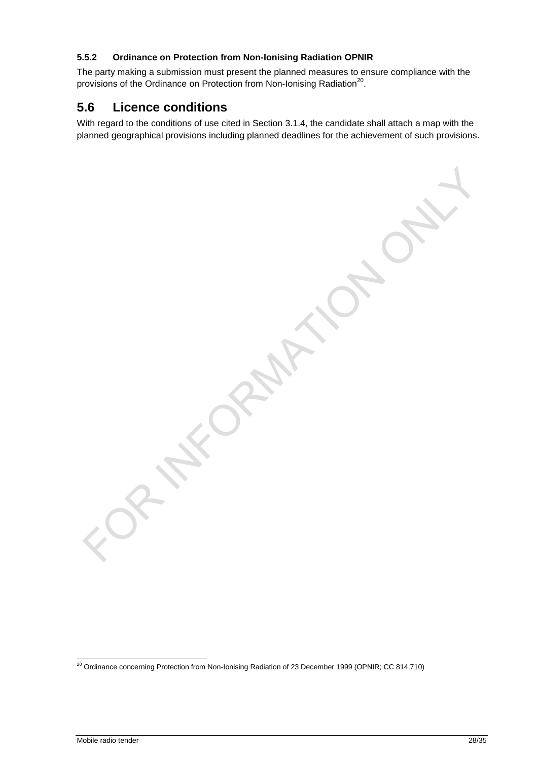#### 5.5.2 Ordinance on Protection from Non-Ionising Radiation OPNIR

The party making a submission must present the planned measures to ensure compliance with the provisions of the Ordinance on Protection from Non-Ionising Radiation[20].

## 5.6 Licence conditions

With regard to the conditions of use cited in Section 3.1.4, the candidate shall attach a map with the planned geographical provisions including planned deadlines for the achievement of such provisions.

[20] Ordinance concerning Protection from Non-Ionising Radiation of 23 December 1999 (OPNIR; CC 814.710)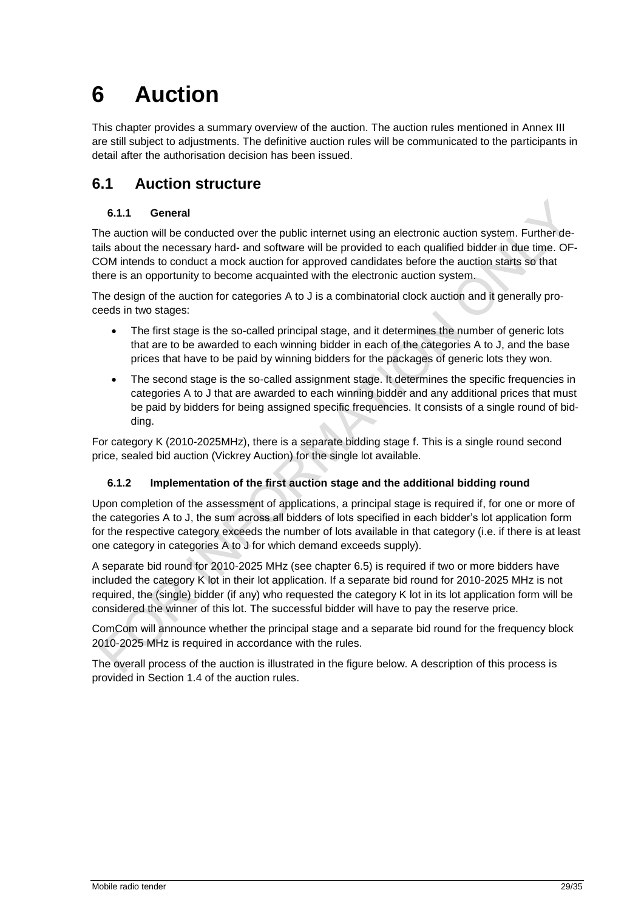# 6 Auction

This chapter provides a summary overview of the auction. The auction rules mentioned in Annex III are still subject to adjustments. The definitive auction rules will be communicated to the participants in detail after the authorisation decision has been issued.

## 6.1 Auction structure

### 6.1.1 General

The auction will be conducted over the public internet using an electronic auction system. Further details about the necessary hard- and software will be provided to each qualified bidder in due time. OFCOM intends to conduct a mock auction for approved candidates before the auction starts so that there is an opportunity to become acquainted with the electronic auction system.

The design of the auction for categories A to J is a combinatorial clock auction and it generally proceeds in two stages:

- The first stage is the so-called principal stage, and it determines the number of generic lots that are to be awarded to each winning bidder in each of the categories A to J, and the base prices that have to be paid by winning bidders for the packages of generic lots they won.
- The second stage is the so-called assignment stage. It determines the specific frequencies in categories A to J that are awarded to each winning bidder and any additional prices that must be paid by bidders for being assigned specific frequencies. It consists of a single round of bidding.

For category K (2010-2025MHz), there is a separate bidding stage f. This is a single round second price, sealed bid auction (Vickrey Auction) for the single lot available.

### 6.1.2 Implementation of the first auction stage and the additional bidding round

Upon completion of the assessment of applications, a principal stage is required if, for one or more of the categories A to J, the sum across all bidders of lots specified in each bidder's lot application form for the respective category exceeds the number of lots available in that category (i.e. if there is at least one category in categories A to J for which demand exceeds supply).

A separate bid round for 2010-2025 MHz (see chapter 6.5) is required if two or more bidders have included the category K lot in their lot application. If a separate bid round for 2010-2025 MHz is not required, the (single) bidder (if any) who requested the category K lot in its lot application form will be considered the winner of this lot. The successful bidder will have to pay the reserve price.

ComCom will announce whether the principal stage and a separate bid round for the frequency block 2010-2025 MHz is required in accordance with the rules.

The overall process of the auction is illustrated in the figure below. A description of this process is provided in Section 1.4 of the auction rules.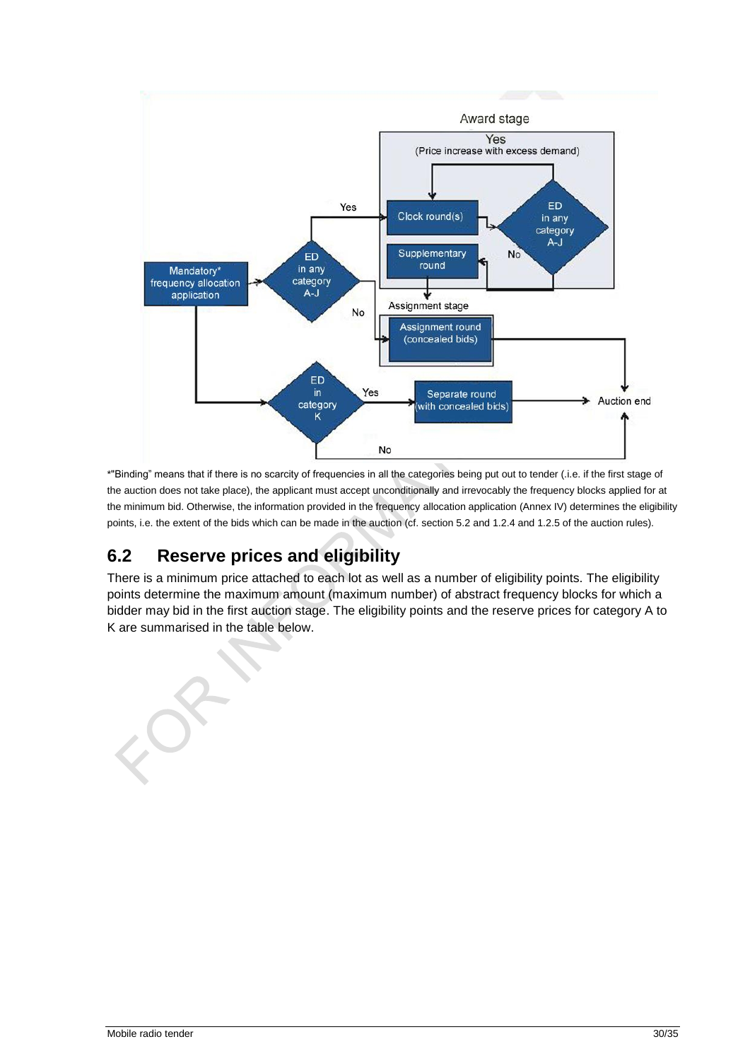Award stage

Yes (Price increase with excess demand)

Clock round(s)

ED in any category A-J

No

Supplementary round

Mandatory* frequency allocation application

ED in any category A-J

Yes

No

Assignment stage

Assignment round (concealed bids)

ED in category K

Yes

Separate round (with concealed bids)

Auction end

No

*"Binding" means that if there is no scarcity of frequencies in all the categories being put out to tender (.i.e. if the first stage of the auction does not take place), the applicant must accept unconditionally and irrevocably the frequency blocks applied for at the minimum bid. Otherwise, the information provided in the frequency allocation application (Annex IV) determines the eligibility points, i.e. the extent of the bids which can be made in the auction (cf. section 5.2 and 1.2.4 and 1.2.5 of the auction rules).

## 6.2 Reserve prices and eligibility

There is a minimum price attached to each lot as well as a number of eligibility points. The eligibility points determine the maximum amount (maximum number) of abstract frequency blocks for which a bidder may bid in the first auction stage. The eligibility points and the reserve prices for category A to K are summarised in the table below.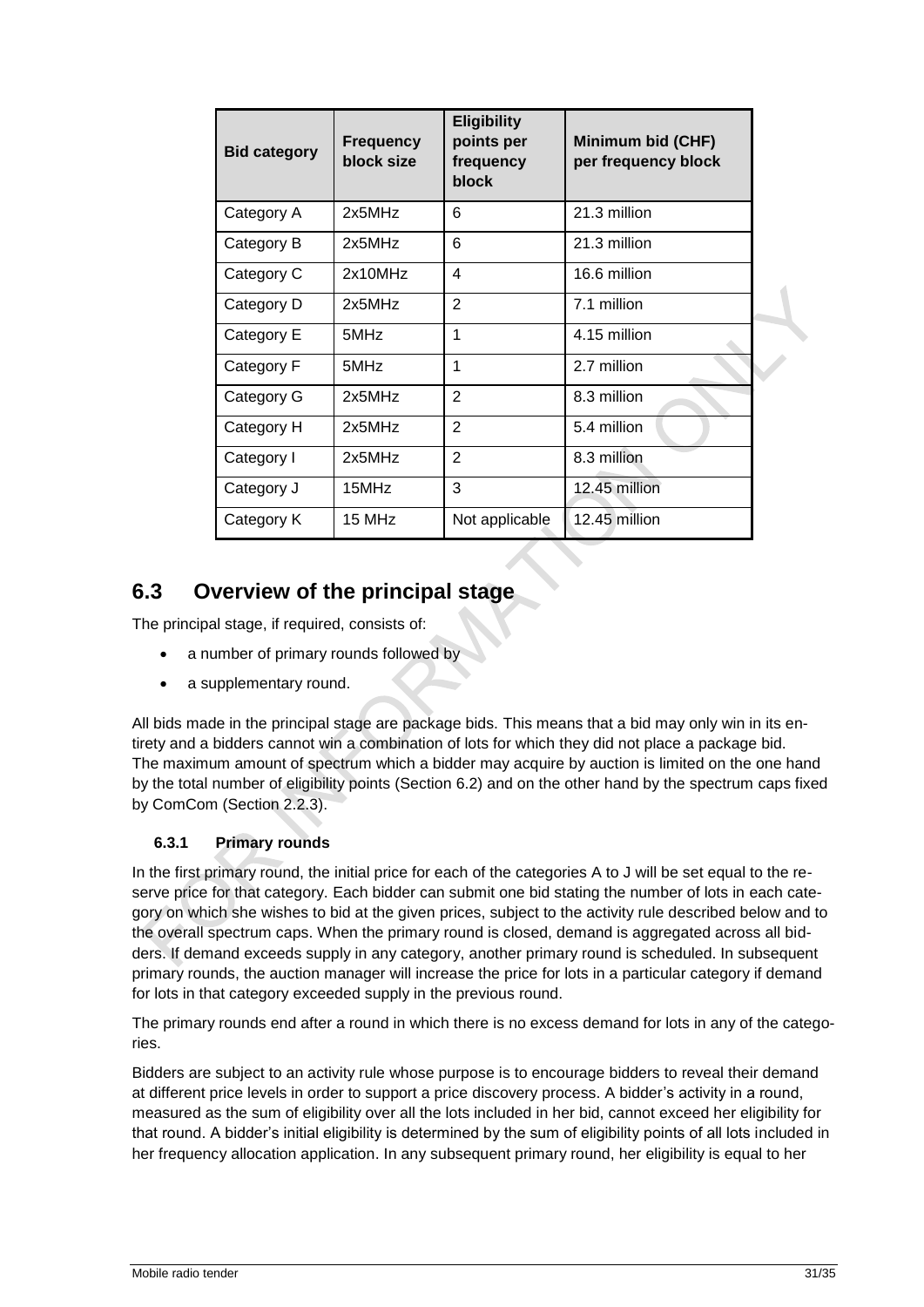| Bid category | Frequency block size | Eligibility points per frequency block | Minimum bid (CHF) per frequency block |
| --- | --- | --- | --- |
| Category A | 2x5MHz | 6 | 21.3 million |
| Category B | 2x5MHz | 6 | 21.3 million |
| Category C | 2x10MHz | 4 | 16.6 million |
| Category D | 2x5MHz | 2 | 7.1 million |
| Category E | 5MHz | 1 | 4.15 million |
| Category F | 5MHz | 1 | 2.7 million |
| Category G | 2x5MHz | 2 | 8.3 million |
| Category H | 2x5MHz | 2 | 5.4 million |
| Category I | 2x5MHz | 2 | 8.3 million |
| Category J | 15MHz | 3 | 12.45 million |
| Category K | 15 MHz | Not applicable | 12.45 million |

## 6.3 Overview of the principal stage

The principal stage, if required, consists of:

- a number of primary rounds followed by
- a supplementary round.

All bids made in the principal stage are package bids. This means that a bid may only win in its entirety and a bidders cannot win a combination of lots for which they did not place a package bid. The maximum amount of spectrum which a bidder may acquire by auction is limited on the one hand by the total number of eligibility points (Section 6.2) and on the other hand by the spectrum caps fixed by ComCom (Section 2.2.3).

### 6.3.1 Primary rounds

In the first primary round, the initial price for each of the categories A to J will be set equal to the reserve price for that category. Each bidder can submit one bid stating the number of lots in each category on which she wishes to bid at the given prices, subject to the activity rule described below and to the overall spectrum caps. When the primary round is closed, demand is aggregated across all bidders. If demand exceeds supply in any category, another primary round is scheduled. In subsequent primary rounds, the auction manager will increase the price for lots in a particular category if demand for lots in that category exceeded supply in the previous round.

The primary rounds end after a round in which there is no excess demand for lots in any of the categories.

Bidders are subject to an activity rule whose purpose is to encourage bidders to reveal their demand at different price levels in order to support a price discovery process. A bidder's activity in a round, measured as the sum of eligibility over all the lots included in her bid, cannot exceed her eligibility for that round. A bidder's initial eligibility is determined by the sum of eligibility points of all lots included in her frequency allocation application. In any subsequent primary round, her eligibility is equal to her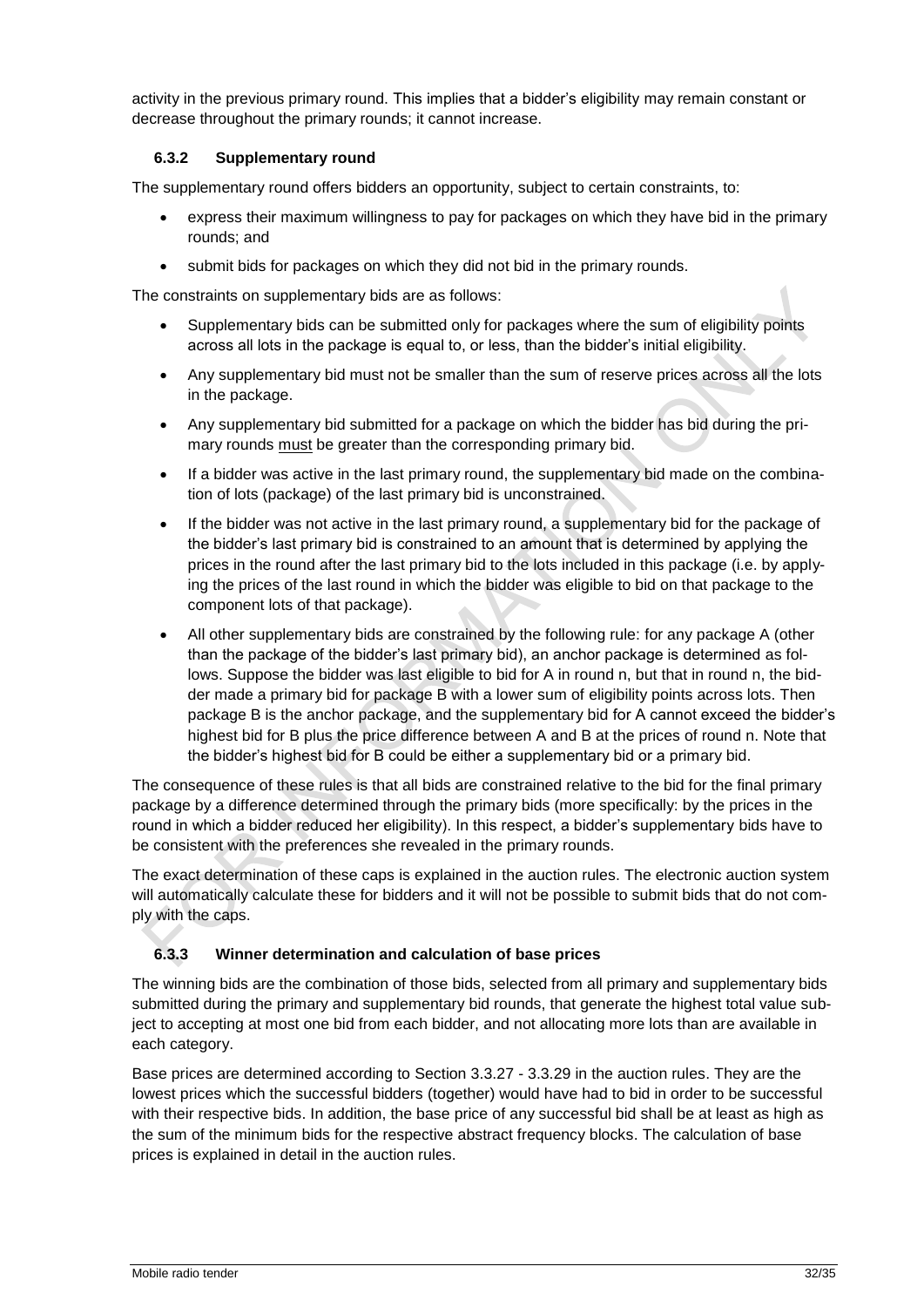activity in the previous primary round. This implies that a bidder's eligibility may remain constant or decrease throughout the primary rounds; it cannot increase.

### 6.3.2 Supplementary round

The supplementary round offers bidders an opportunity, subject to certain constraints, to:

- express their maximum willingness to pay for packages on which they have bid in the primary rounds; and
- submit bids for packages on which they did not bid in the primary rounds.

The constraints on supplementary bids are as follows:

- Supplementary bids can be submitted only for packages where the sum of eligibility points across all lots in the package is equal to, or less, than the bidder's initial eligibility.
- Any supplementary bid must not be smaller than the sum of reserve prices across all the lots in the package.
- Any supplementary bid submitted for a package on which the bidder has bid during the primary rounds must be greater than the corresponding primary bid.
- If a bidder was active in the last primary round, the supplementary bid made on the combination of lots (package) of the last primary bid is unconstrained.
- If the bidder was not active in the last primary round, a supplementary bid for the package of the bidder's last primary bid is constrained to an amount that is determined by applying the prices in the round after the last primary bid to the lots included in this package (i.e. by applying the prices of the last round in which the bidder was eligible to bid on that package to the component lots of that package).
- All other supplementary bids are constrained by the following rule: for any package A (other than the package of the bidder's last primary bid), an anchor package is determined as follows. Suppose the bidder was last eligible to bid for A in round n, but that in round n, the bidder made a primary bid for package B with a lower sum of eligibility points across lots. Then package B is the anchor package, and the supplementary bid for A cannot exceed the bidder's highest bid for B plus the price difference between A and B at the prices of round n. Note that the bidder's highest bid for B could be either a supplementary bid or a primary bid.

The consequence of these rules is that all bids are constrained relative to the bid for the final primary package by a difference determined through the primary bids (more specifically: by the prices in the round in which a bidder reduced her eligibility). In this respect, a bidder's supplementary bids have to be consistent with the preferences she revealed in the primary rounds.

The exact determination of these caps is explained in the auction rules. The electronic auction system will automatically calculate these for bidders and it will not be possible to submit bids that do not comply with the caps.

### 6.3.3 Winner determination and calculation of base prices

The winning bids are the combination of those bids, selected from all primary and supplementary bids submitted during the primary and supplementary bid rounds, that generate the highest total value subject to accepting at most one bid from each bidder, and not allocating more lots than are available in each category.

Base prices are determined according to Section 3.3.27 - 3.3.29 in the auction rules. They are the lowest prices which the successful bidders (together) would have had to bid in order to be successful with their respective bids. In addition, the base price of any successful bid shall be at least as high as the sum of the minimum bids for the respective abstract frequency blocks. The calculation of base prices is explained in detail in the auction rules.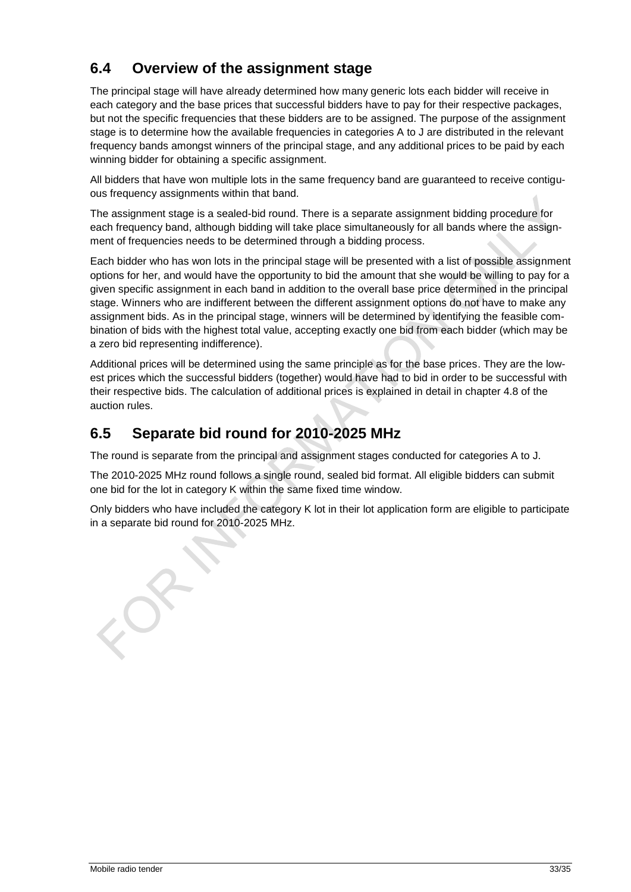## 6.4 Overview of the assignment stage

The principal stage will have already determined how many generic lots each bidder will receive in each category and the base prices that successful bidders have to pay for their respective packages, but not the specific frequencies that these bidders are to be assigned. The purpose of the assignment stage is to determine how the available frequencies in categories A to J are distributed in the relevant frequency bands amongst winners of the principal stage, and any additional prices to be paid by each winning bidder for obtaining a specific assignment.

All bidders that have won multiple lots in the same frequency band are guaranteed to receive contiguous frequency assignments within that band.

The assignment stage is a sealed-bid round. There is a separate assignment bidding procedure for each frequency band, although bidding will take place simultaneously for all bands where the assignment of frequencies needs to be determined through a bidding process.

Each bidder who has won lots in the principal stage will be presented with a list of possible assignment options for her, and would have the opportunity to bid the amount that she would be willing to pay for a given specific assignment in each band in addition to the overall base price determined in the principal stage. Winners who are indifferent between the different assignment options do not have to make any assignment bids. As in the principal stage, winners will be determined by identifying the feasible combination of bids with the highest total value, accepting exactly one bid from each bidder (which may be a zero bid representing indifference).

Additional prices will be determined using the same principle as for the base prices. They are the lowest prices which the successful bidders (together) would have had to bid in order to be successful with their respective bids. The calculation of additional prices is explained in detail in chapter 4.8 of the auction rules.

## 6.5 Separate bid round for 2010-2025 MHz

The round is separate from the principal and assignment stages conducted for categories A to J.

The 2010-2025 MHz round follows a single round, sealed bid format. All eligible bidders can submit one bid for the lot in category K within the same fixed time window.

Only bidders who have included the category K lot in their lot application form are eligible to participate in a separate bid round for 2010-2025 MHz.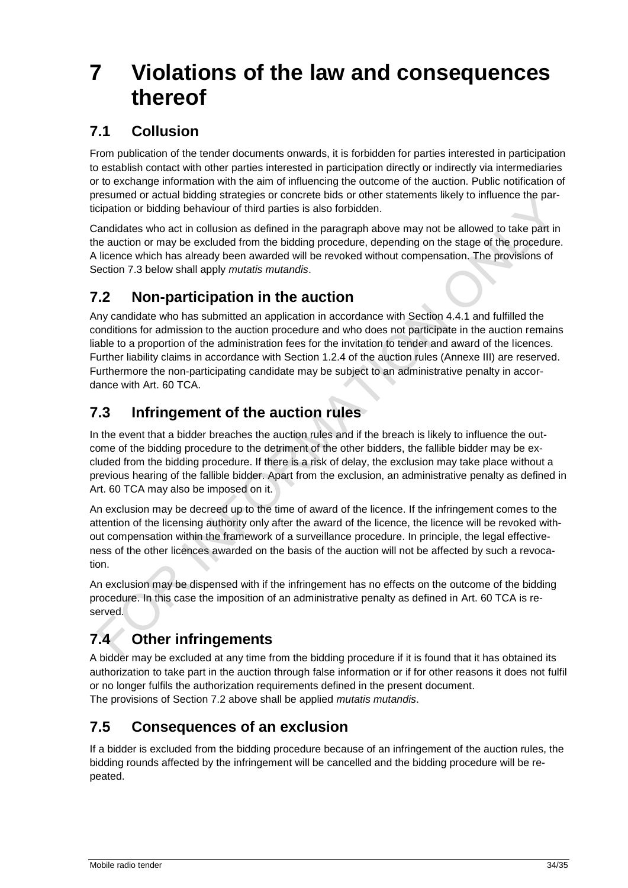# 7 Violations of the law and consequences thereof

## 7.1 Collusion

From publication of the tender documents onwards, it is forbidden for parties interested in participation to establish contact with other parties interested in participation directly or indirectly via intermediaries or to exchange information with the aim of influencing the outcome of the auction. Public notification of presumed or actual bidding strategies or concrete bids or other statements likely to influence the participation or bidding behaviour of third parties is also forbidden.

Candidates who act in collusion as defined in the paragraph above may not be allowed to take part in the auction or may be excluded from the bidding procedure, depending on the stage of the procedure. A licence which has already been awarded will be revoked without compensation. The provisions of Section 7.3 below shall apply *mutatis mutandis*.

## 7.2 Non-participation in the auction

Any candidate who has submitted an application in accordance with Section 4.4.1 and fulfilled the conditions for admission to the auction procedure and who does not participate in the auction remains liable to a proportion of the administration fees for the invitation to tender and award of the licences. Further liability claims in accordance with Section 1.2.4 of the auction rules (Annexe III) are reserved. Furthermore the non-participating candidate may be subject to an administrative penalty in accordance with Art. 60 TCA.

## 7.3 Infringement of the auction rules

In the event that a bidder breaches the auction rules and if the breach is likely to influence the outcome of the bidding procedure to the detriment of the other bidders, the fallible bidder may be excluded from the bidding procedure. If there is a risk of delay, the exclusion may take place without a previous hearing of the fallible bidder. Apart from the exclusion, an administrative penalty as defined in Art. 60 TCA may also be imposed on it.

An exclusion may be decreed up to the time of award of the licence. If the infringement comes to the attention of the licensing authority only after the award of the licence, the licence will be revoked without compensation within the framework of a surveillance procedure. In principle, the legal effectiveness of the other licences awarded on the basis of the auction will not be affected by such a revocation.

An exclusion may be dispensed with if the infringement has no effects on the outcome of the bidding procedure. In this case the imposition of an administrative penalty as defined in Art. 60 TCA is reserved.

## 7.4 Other infringements

A bidder may be excluded at any time from the bidding procedure if it is found that it has obtained its authorization to take part in the auction through false information or if for other reasons it does not fulfil or no longer fulfils the authorization requirements defined in the present document.
The provisions of Section 7.2 above shall be applied *mutatis mutandis*.

## 7.5 Consequences of an exclusion

If a bidder is excluded from the bidding procedure because of an infringement of the auction rules, the bidding rounds affected by the infringement will be cancelled and the bidding procedure will be repeated.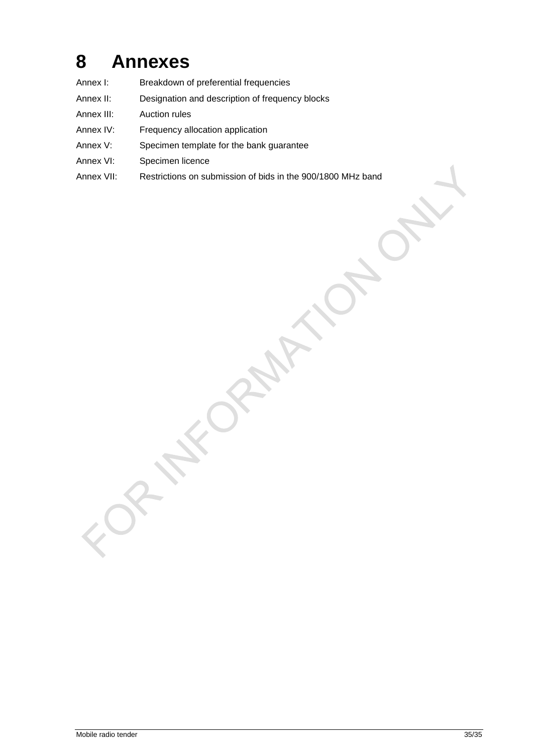# 8 Annexes

| | |
|---|---|
| Annex I: | Breakdown of preferential frequencies |
| Annex II: | Designation and description of frequency blocks |
| Annex III: | Auction rules |
| Annex IV: | Frequency allocation application |
| Annex V: | Specimen template for the bank guarantee |
| Annex VI: | Specimen licence |
| Annex VII: | Restrictions on submission of bids in the 900/1800 MHz band |